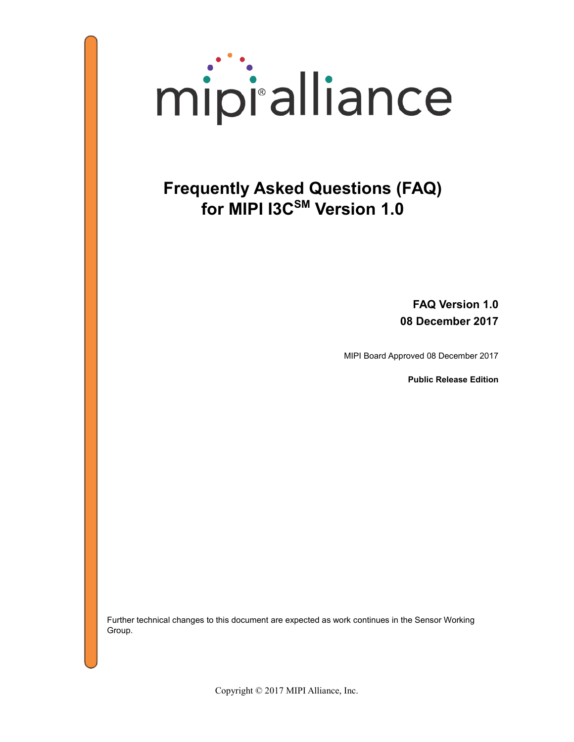mipi alliance

# Frequently Asked Questions (FAQ) for MIPI I3C[SM] Version 1.0

**FAQ Version 1.0**
**08 December 2017**

MIPI Board Approved 08 December 2017

**Public Release Edition**

Further technical changes to this document are expected as work continues in the Sensor Working Group.

Copyright © 2017 MIPI Alliance, Inc.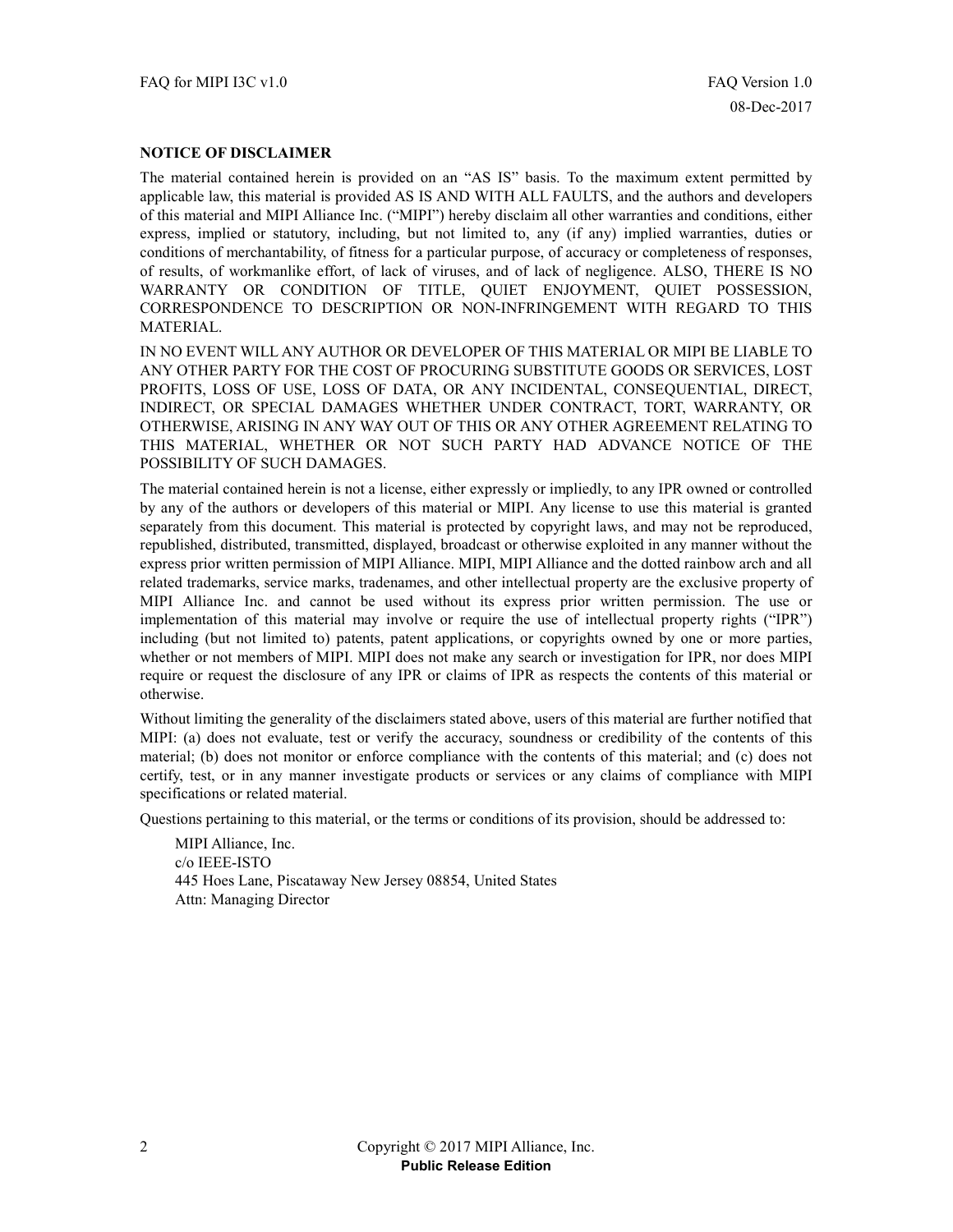**NOTICE OF DISCLAIMER**

The material contained herein is provided on an "AS IS" basis. To the maximum extent permitted by applicable law, this material is provided AS IS AND WITH ALL FAULTS, and the authors and developers of this material and MIPI Alliance Inc. ("MIPI") hereby disclaim all other warranties and conditions, either express, implied or statutory, including, but not limited to, any (if any) implied warranties, duties or conditions of merchantability, of fitness for a particular purpose, of accuracy or completeness of responses, of results, of workmanlike effort, of lack of viruses, and of lack of negligence. ALSO, THERE IS NO WARRANTY OR CONDITION OF TITLE, QUIET ENJOYMENT, QUIET POSSESSION, CORRESPONDENCE TO DESCRIPTION OR NON-INFRINGEMENT WITH REGARD TO THIS MATERIAL.

IN NO EVENT WILL ANY AUTHOR OR DEVELOPER OF THIS MATERIAL OR MIPI BE LIABLE TO ANY OTHER PARTY FOR THE COST OF PROCURING SUBSTITUTE GOODS OR SERVICES, LOST PROFITS, LOSS OF USE, LOSS OF DATA, OR ANY INCIDENTAL, CONSEQUENTIAL, DIRECT, INDIRECT, OR SPECIAL DAMAGES WHETHER UNDER CONTRACT, TORT, WARRANTY, OR OTHERWISE, ARISING IN ANY WAY OUT OF THIS OR ANY OTHER AGREEMENT RELATING TO THIS MATERIAL, WHETHER OR NOT SUCH PARTY HAD ADVANCE NOTICE OF THE POSSIBILITY OF SUCH DAMAGES.

The material contained herein is not a license, either expressly or impliedly, to any IPR owned or controlled by any of the authors or developers of this material or MIPI. Any license to use this material is granted separately from this document. This material is protected by copyright laws, and may not be reproduced, republished, distributed, transmitted, displayed, broadcast or otherwise exploited in any manner without the express prior written permission of MIPI Alliance. MIPI, MIPI Alliance and the dotted rainbow arch and all related trademarks, service marks, tradenames, and other intellectual property are the exclusive property of MIPI Alliance Inc. and cannot be used without its express prior written permission. The use or implementation of this material may involve or require the use of intellectual property rights ("IPR") including (but not limited to) patents, patent applications, or copyrights owned by one or more parties, whether or not members of MIPI. MIPI does not make any search or investigation for IPR, nor does MIPI require or request the disclosure of any IPR or claims of IPR as respects the contents of this material or otherwise.

Without limiting the generality of the disclaimers stated above, users of this material are further notified that MIPI: (a) does not evaluate, test or verify the accuracy, soundness or credibility of the contents of this material; (b) does not monitor or enforce compliance with the contents of this material; and (c) does not certify, test, or in any manner investigate products or services or any claims of compliance with MIPI specifications or related material.

Questions pertaining to this material, or the terms or conditions of its provision, should be addressed to:

MIPI Alliance, Inc.
c/o IEEE-ISTO
445 Hoes Lane, Piscataway New Jersey 08854, United States
Attn: Managing Director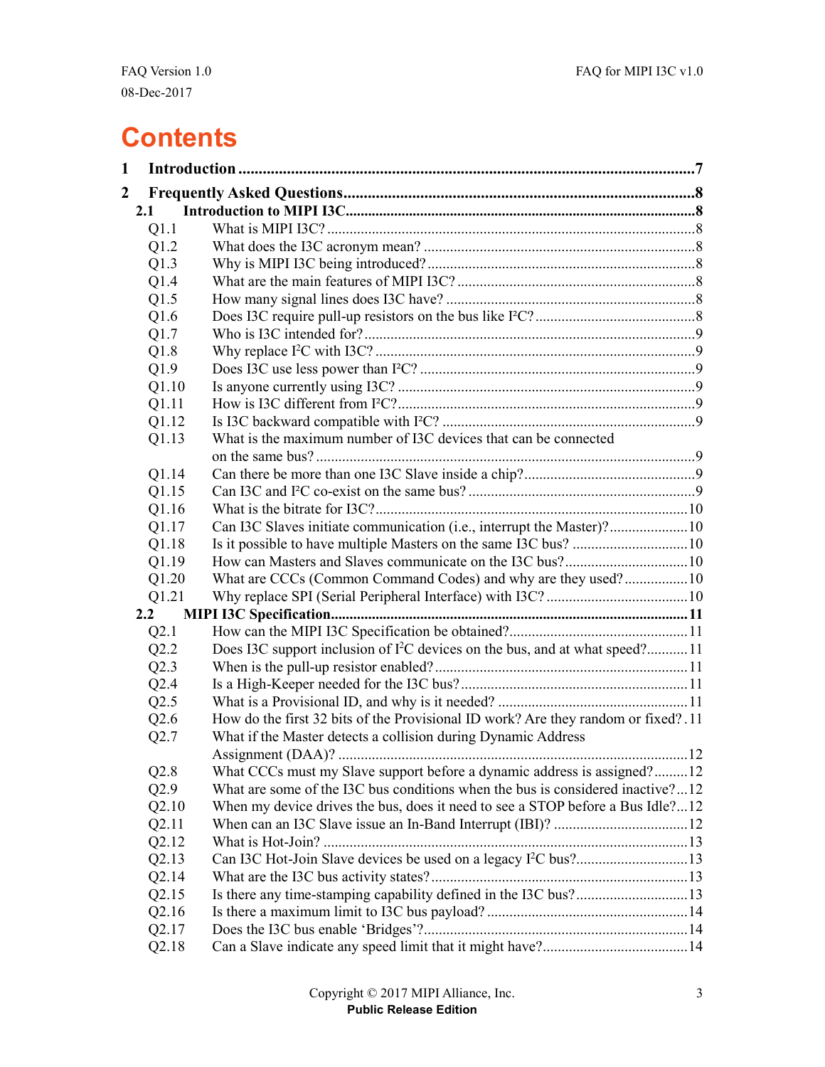# Contents

**1 Introduction** ....... **7**

**2 Frequently Asked Questions** ....... **8**

**2.1 Introduction to MIPI I3C** ....... **8**

Q1.1 What is MIPI I3C? ....... 8

Q1.2 What does the I3C acronym mean? ....... 8

Q1.3 Why is MIPI I3C being introduced? ....... 8

Q1.4 What are the main features of MIPI I3C? ....... 8

Q1.5 How many signal lines does I3C have? ....... 8

Q1.6 Does I3C require pull-up resistors on the bus like I²C? ....... 8

Q1.7 Who is I3C intended for? ....... 9

Q1.8 Why replace I²C with I3C? ....... 9

Q1.9 Does I3C use less power than I²C? ....... 9

Q1.10 Is anyone currently using I3C? ....... 9

Q1.11 How is I3C different from I²C? ....... 9

Q1.12 Is I3C backward compatible with I²C? ....... 9

Q1.13 What is the maximum number of I3C devices that can be connected on the same bus? ....... 9

Q1.14 Can there be more than one I3C Slave inside a chip? ....... 9

Q1.15 Can I3C and I²C co-exist on the same bus? ....... 9

Q1.16 What is the bitrate for I3C? ....... 10

Q1.17 Can I3C Slaves initiate communication (i.e., interrupt the Master)? ....... 10

Q1.18 Is it possible to have multiple Masters on the same I3C bus? ....... 10

Q1.19 How can Masters and Slaves communicate on the I3C bus? ....... 10

Q1.20 What are CCCs (Common Command Codes) and why are they used? ....... 10

Q1.21 Why replace SPI (Serial Peripheral Interface) with I3C? ....... 10

**2.2 MIPI I3C Specification** ....... **11**

Q2.1 How can the MIPI I3C Specification be obtained? ....... 11

Q2.2 Does I3C support inclusion of I²C devices on the bus, and at what speed? ....... 11

Q2.3 When is the pull-up resistor enabled? ....... 11

Q2.4 Is a High-Keeper needed for the I3C bus? ....... 11

Q2.5 What is a Provisional ID, and why is it needed? ....... 11

Q2.6 How do the first 32 bits of the Provisional ID work? Are they random or fixed? . 11

Q2.7 What if the Master detects a collision during Dynamic Address Assignment (DAA)? ....... 12

Q2.8 What CCCs must my Slave support before a dynamic address is assigned? ....... 12

Q2.9 What are some of the I3C bus conditions when the bus is considered inactive? ... 12

Q2.10 When my device drives the bus, does it need to see a STOP before a Bus Idle? ... 12

Q2.11 When can an I3C Slave issue an In-Band Interrupt (IBI)? ....... 12

Q2.12 What is Hot-Join? ....... 13

Q2.13 Can I3C Hot-Join Slave devices be used on a legacy I²C bus? ....... 13

Q2.14 What are the I3C bus activity states? ....... 13

Q2.15 Is there any time-stamping capability defined in the I3C bus? ....... 13

Q2.16 Is there a maximum limit to I3C bus payload? ....... 14

Q2.17 Does the I3C bus enable 'Bridges'? ....... 14

Q2.18 Can a Slave indicate any speed limit that it might have? ....... 14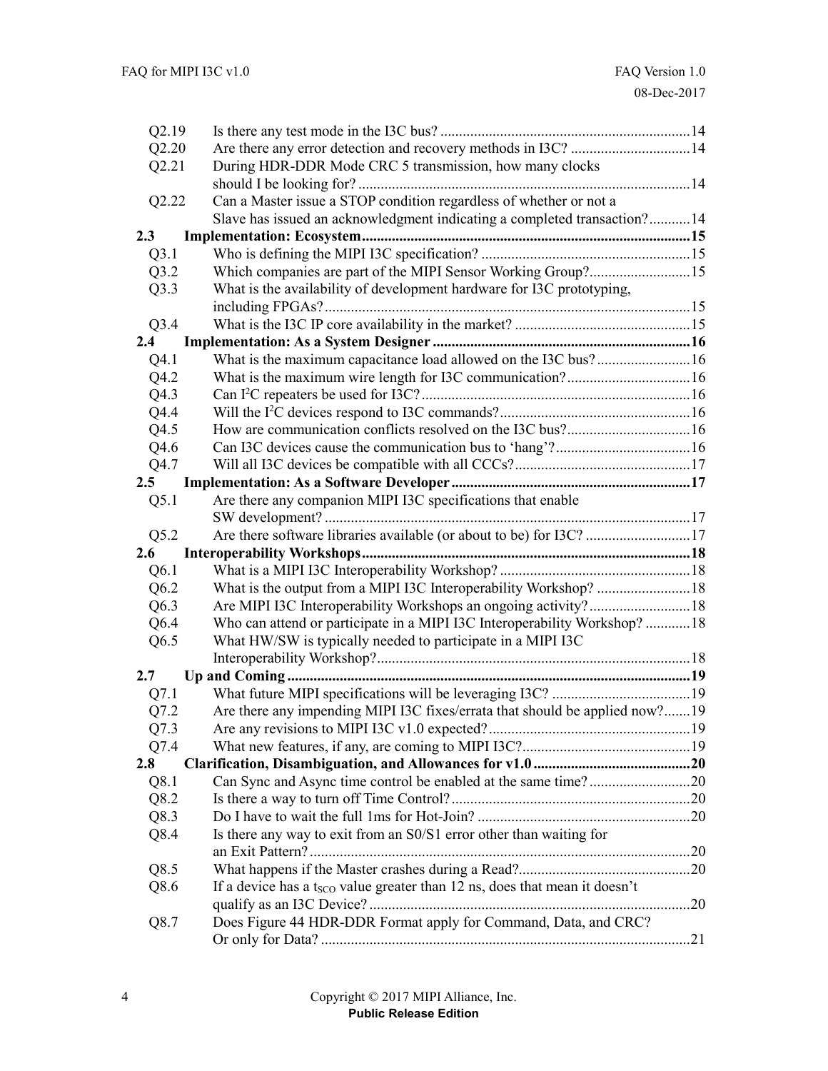| | | |
|---|---|---|
| Q2.19 | Is there any test mode in the I3C bus? | 14 |
| Q2.20 | Are there any error detection and recovery methods in I3C? | 14 |
| Q2.21 | During HDR-DDR Mode CRC 5 transmission, how many clocks should I be looking for? | 14 |
| Q2.22 | Can a Master issue a STOP condition regardless of whether or not a Slave has issued an acknowledgment indicating a completed transaction? | 14 |
| **2.3** | **Implementation: Ecosystem** | **15** |
| Q3.1 | Who is defining the MIPI I3C specification? | 15 |
| Q3.2 | Which companies are part of the MIPI Sensor Working Group? | 15 |
| Q3.3 | What is the availability of development hardware for I3C prototyping, including FPGAs? | 15 |
| Q3.4 | What is the I3C IP core availability in the market? | 15 |
| **2.4** | **Implementation: As a System Designer** | **16** |
| Q4.1 | What is the maximum capacitance load allowed on the I3C bus? | 16 |
| Q4.2 | What is the maximum wire length for I3C communication? | 16 |
| Q4.3 | Can I²C repeaters be used for I3C? | 16 |
| Q4.4 | Will the I²C devices respond to I3C commands? | 16 |
| Q4.5 | How are communication conflicts resolved on the I3C bus? | 16 |
| Q4.6 | Can I3C devices cause the communication bus to 'hang'? | 16 |
| Q4.7 | Will all I3C devices be compatible with all CCCs? | 17 |
| **2.5** | **Implementation: As a Software Developer** | **17** |
| Q5.1 | Are there any companion MIPI I3C specifications that enable SW development? | 17 |
| Q5.2 | Are there software libraries available (or about to be) for I3C? | 17 |
| **2.6** | **Interoperability Workshops** | **18** |
| Q6.1 | What is a MIPI I3C Interoperability Workshop? | 18 |
| Q6.2 | What is the output from a MIPI I3C Interoperability Workshop? | 18 |
| Q6.3 | Are MIPI I3C Interoperability Workshops an ongoing activity? | 18 |
| Q6.4 | Who can attend or participate in a MIPI I3C Interoperability Workshop? | 18 |
| Q6.5 | What HW/SW is typically needed to participate in a MIPI I3C Interoperability Workshop? | 18 |
| **2.7** | **Up and Coming** | **19** |
| Q7.1 | What future MIPI specifications will be leveraging I3C? | 19 |
| Q7.2 | Are there any impending MIPI I3C fixes/errata that should be applied now? | 19 |
| Q7.3 | Are any revisions to MIPI I3C v1.0 expected? | 19 |
| Q7.4 | What new features, if any, are coming to MIPI I3C? | 19 |
| **2.8** | **Clarification, Disambiguation, and Allowances for v1.0** | **20** |
| Q8.1 | Can Sync and Async time control be enabled at the same time? | 20 |
| Q8.2 | Is there a way to turn off Time Control? | 20 |
| Q8.3 | Do I have to wait the full 1ms for Hot-Join? | 20 |
| Q8.4 | Is there any way to exit from an S0/S1 error other than waiting for an Exit Pattern? | 20 |
| Q8.5 | What happens if the Master crashes during a Read? | 20 |
| Q8.6 | If a device has a $t_{SCO}$ value greater than 12 ns, does that mean it doesn't qualify as an I3C Device? | 20 |
| Q8.7 | Does Figure 44 HDR-DDR Format apply for Command, Data, and CRC? Or only for Data? | 21 |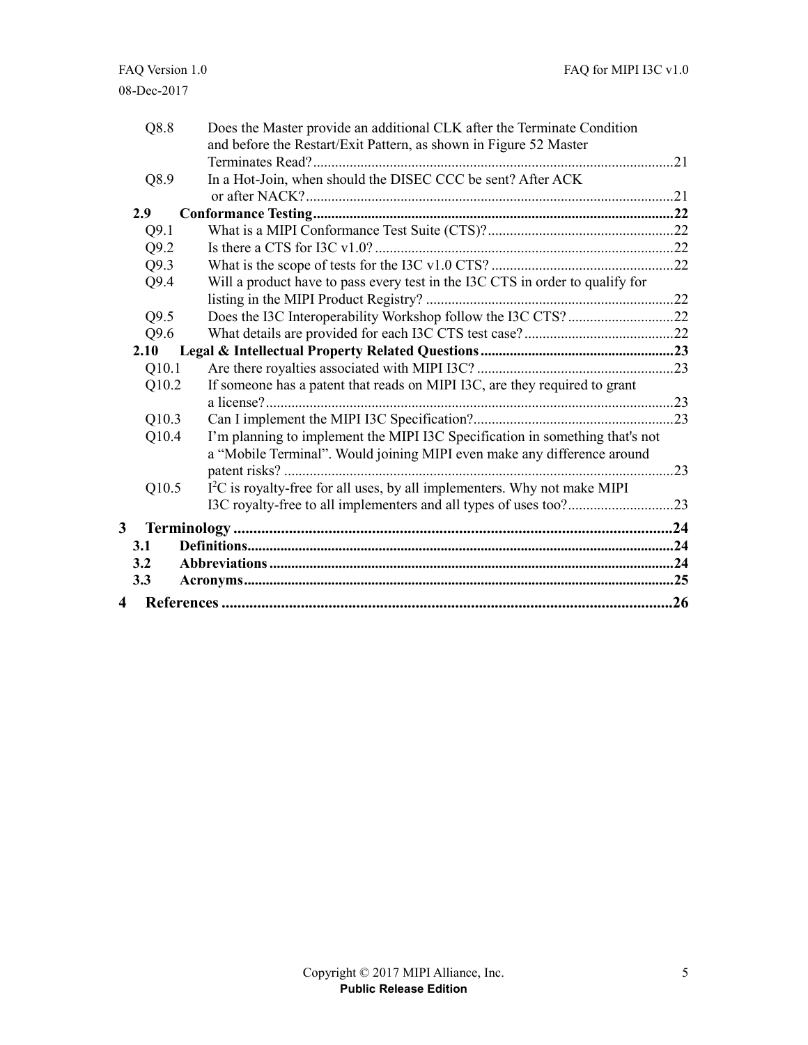Q8.8 Does the Master provide an additional CLK after the Terminate Condition and before the Restart/Exit Pattern, as shown in Figure 52 Master Terminates Read? ...21

Q8.9 In a Hot-Join, when should the DISEC CCC be sent? After ACK or after NACK? ...21

**2.9 Conformance Testing ...22**

Q9.1 What is a MIPI Conformance Test Suite (CTS)? ...22

Q9.2 Is there a CTS for I3C v1.0? ...22

Q9.3 What is the scope of tests for the I3C v1.0 CTS? ...22

Q9.4 Will a product have to pass every test in the I3C CTS in order to qualify for listing in the MIPI Product Registry? ...22

Q9.5 Does the I3C Interoperability Workshop follow the I3C CTS? ...22

Q9.6 What details are provided for each I3C CTS test case? ...22

**2.10 Legal & Intellectual Property Related Questions ...23**

Q10.1 Are there royalties associated with MIPI I3C? ...23

Q10.2 If someone has a patent that reads on MIPI I3C, are they required to grant a license? ...23

Q10.3 Can I implement the MIPI I3C Specification? ...23

Q10.4 I'm planning to implement the MIPI I3C Specification in something that's not a "Mobile Terminal". Would joining MIPI even make any difference around patent risks? ...23

Q10.5 $I^2C$ is royalty-free for all uses, by all implementers. Why not make MIPI I3C royalty-free to all implementers and all types of uses too? ...23

**3 Terminology ...24**

**3.1 Definitions ...24**

**3.2 Abbreviations ...24**

**3.3 Acronyms ...25**

**4 References ...26**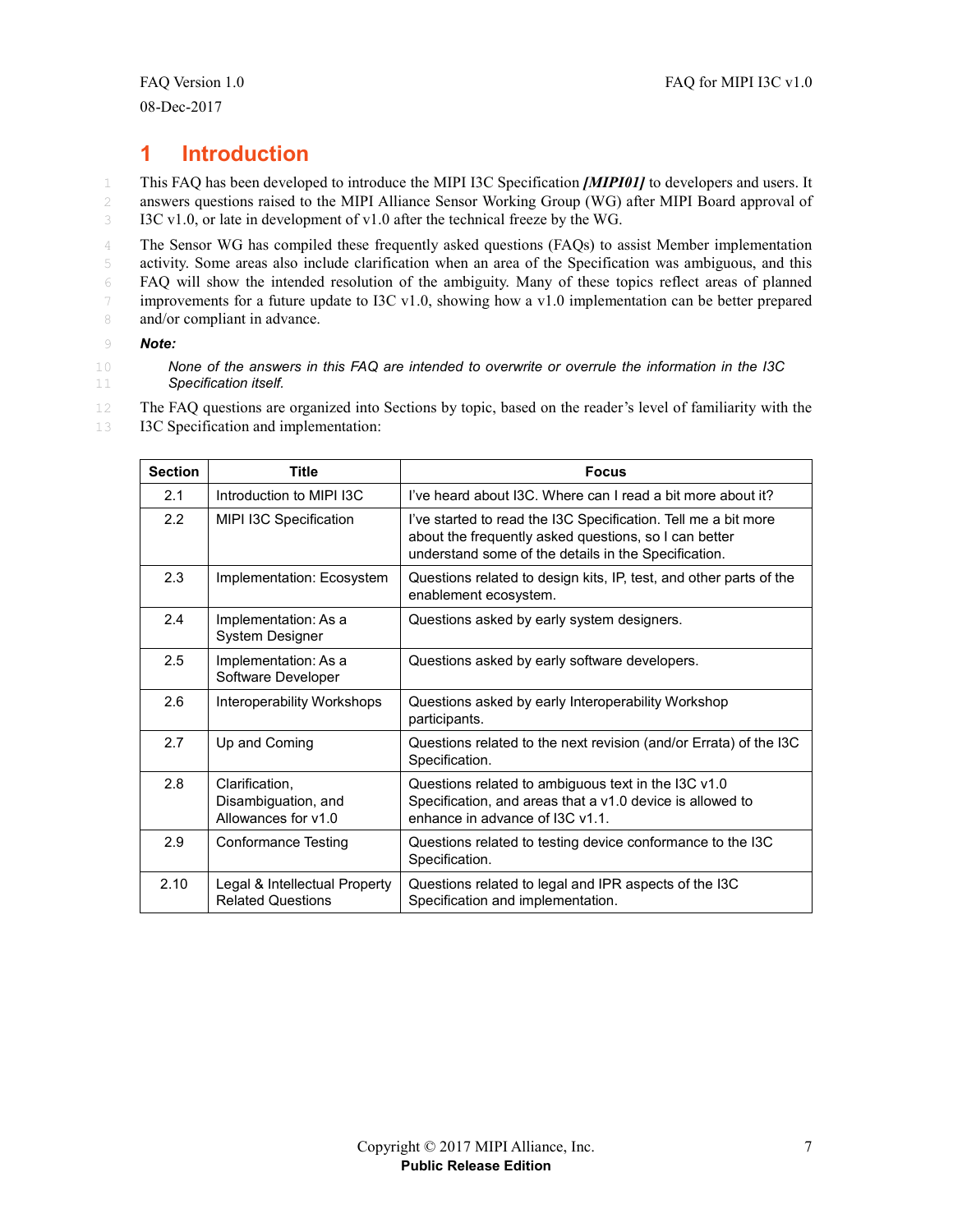# 1 Introduction

This FAQ has been developed to introduce the MIPI I3C Specification ***[MIPI01]*** to developers and users. It answers questions raised to the MIPI Alliance Sensor Working Group (WG) after MIPI Board approval of I3C v1.0, or late in development of v1.0 after the technical freeze by the WG.

The Sensor WG has compiled these frequently asked questions (FAQs) to assist Member implementation activity. Some areas also include clarification when an area of the Specification was ambiguous, and this FAQ will show the intended resolution of the ambiguity. Many of these topics reflect areas of planned improvements for a future update to I3C v1.0, showing how a v1.0 implementation can be better prepared and/or compliant in advance.

***Note:***

*None of the answers in this FAQ are intended to overwrite or overrule the information in the I3C Specification itself.*

The FAQ questions are organized into Sections by topic, based on the reader's level of familiarity with the I3C Specification and implementation:

| Section | Title | Focus |
|---|---|---|
| 2.1 | Introduction to MIPI I3C | I've heard about I3C. Where can I read a bit more about it? |
| 2.2 | MIPI I3C Specification | I've started to read the I3C Specification. Tell me a bit more about the frequently asked questions, so I can better understand some of the details in the Specification. |
| 2.3 | Implementation: Ecosystem | Questions related to design kits, IP, test, and other parts of the enablement ecosystem. |
| 2.4 | Implementation: As a System Designer | Questions asked by early system designers. |
| 2.5 | Implementation: As a Software Developer | Questions asked by early software developers. |
| 2.6 | Interoperability Workshops | Questions asked by early Interoperability Workshop participants. |
| 2.7 | Up and Coming | Questions related to the next revision (and/or Errata) of the I3C Specification. |
| 2.8 | Clarification, Disambiguation, and Allowances for v1.0 | Questions related to ambiguous text in the I3C v1.0 Specification, and areas that a v1.0 device is allowed to enhance in advance of I3C v1.1. |
| 2.9 | Conformance Testing | Questions related to testing device conformance to the I3C Specification. |
| 2.10 | Legal & Intellectual Property Related Questions | Questions related to legal and IPR aspects of the I3C Specification and implementation. |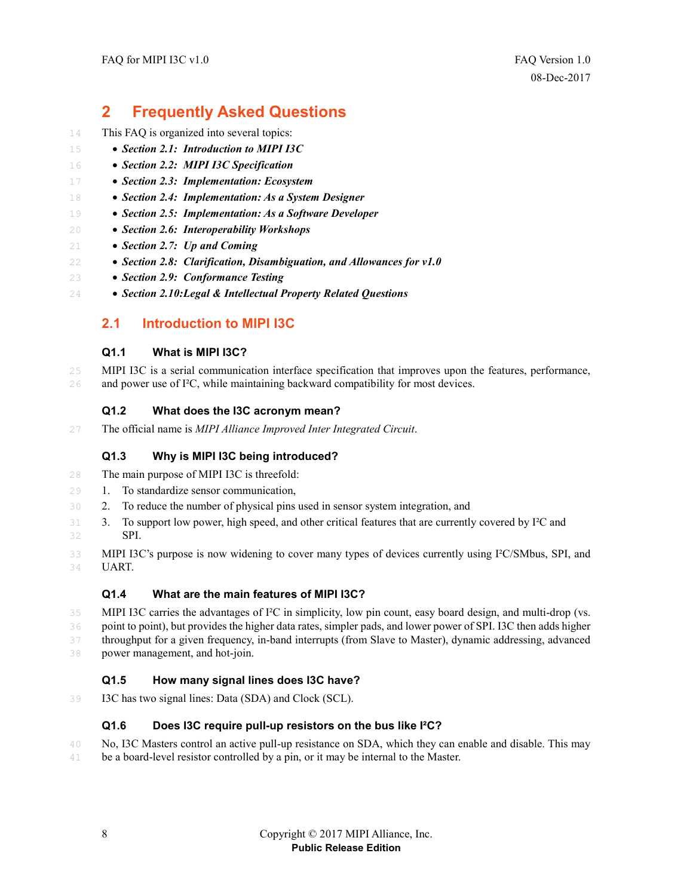# 2 Frequently Asked Questions

This FAQ is organized into several topics:

- ***Section 2.1: Introduction to MIPI I3C***
- ***Section 2.2: MIPI I3C Specification***
- ***Section 2.3: Implementation: Ecosystem***
- ***Section 2.4: Implementation: As a System Designer***
- ***Section 2.5: Implementation: As a Software Developer***
- ***Section 2.6: Interoperability Workshops***
- ***Section 2.7: Up and Coming***
- ***Section 2.8: Clarification, Disambiguation, and Allowances for v1.0***
- ***Section 2.9: Conformance Testing***
- ***Section 2.10:Legal & Intellectual Property Related Questions***

## 2.1 Introduction to MIPI I3C

### Q1.1 What is MIPI I3C?

MIPI I3C is a serial communication interface specification that improves upon the features, performance, and power use of I²C, while maintaining backward compatibility for most devices.

### Q1.2 What does the I3C acronym mean?

The official name is *MIPI Alliance Improved Inter Integrated Circuit*.

### Q1.3 Why is MIPI I3C being introduced?

The main purpose of MIPI I3C is threefold:

1. To standardize sensor communication,
2. To reduce the number of physical pins used in sensor system integration, and
3. To support low power, high speed, and other critical features that are currently covered by I²C and SPI.

MIPI I3C's purpose is now widening to cover many types of devices currently using I²C/SMbus, SPI, and UART.

### Q1.4 What are the main features of MIPI I3C?

MIPI I3C carries the advantages of I²C in simplicity, low pin count, easy board design, and multi-drop (vs. point to point), but provides the higher data rates, simpler pads, and lower power of SPI. I3C then adds higher throughput for a given frequency, in-band interrupts (from Slave to Master), dynamic addressing, advanced power management, and hot-join.

### Q1.5 How many signal lines does I3C have?

I3C has two signal lines: Data (SDA) and Clock (SCL).

### Q1.6 Does I3C require pull-up resistors on the bus like I²C?

No, I3C Masters control an active pull-up resistance on SDA, which they can enable and disable. This may be a board-level resistor controlled by a pin, or it may be internal to the Master.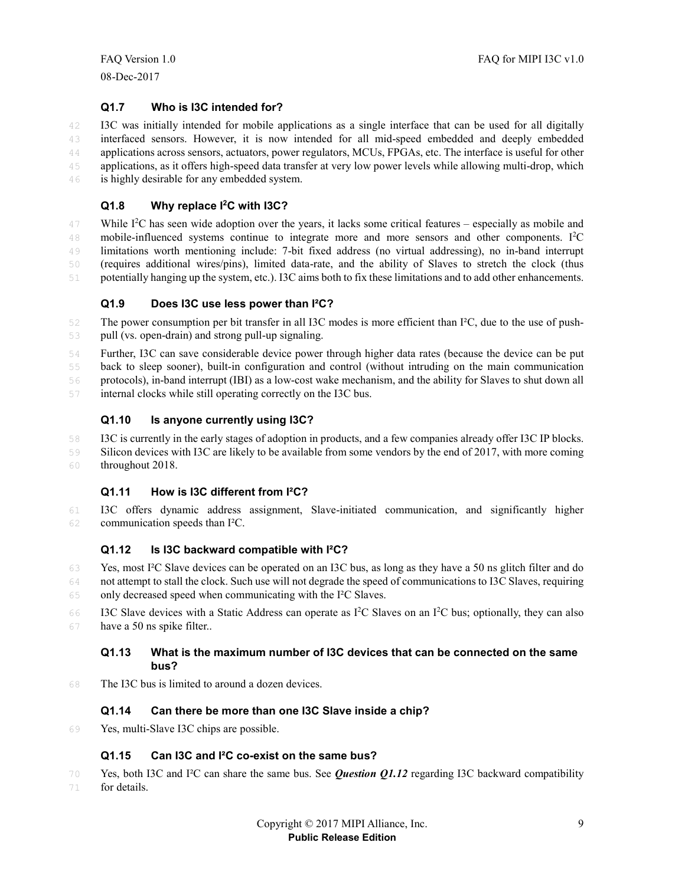### Q1.7 Who is I3C intended for?

I3C was initially intended for mobile applications as a single interface that can be used for all digitally interfaced sensors. However, it is now intended for all mid-speed embedded and deeply embedded applications across sensors, actuators, power regulators, MCUs, FPGAs, etc. The interface is useful for other applications, as it offers high-speed data transfer at very low power levels while allowing multi-drop, which is highly desirable for any embedded system.

### Q1.8 Why replace I$^2$C with I3C?

While I$^2$C has seen wide adoption over the years, it lacks some critical features – especially as mobile and mobile-influenced systems continue to integrate more and more sensors and other components. I$^2$C limitations worth mentioning include: 7-bit fixed address (no virtual addressing), no in-band interrupt (requires additional wires/pins), limited data-rate, and the ability of Slaves to stretch the clock (thus potentially hanging up the system, etc.). I3C aims both to fix these limitations and to add other enhancements.

### Q1.9 Does I3C use less power than I$^2$C?

The power consumption per bit transfer in all I3C modes is more efficient than I$^2$C, due to the use of push-pull (vs. open-drain) and strong pull-up signaling.

Further, I3C can save considerable device power through higher data rates (because the device can be put back to sleep sooner), built-in configuration and control (without intruding on the main communication protocols), in-band interrupt (IBI) as a low-cost wake mechanism, and the ability for Slaves to shut down all internal clocks while still operating correctly on the I3C bus.

### Q1.10 Is anyone currently using I3C?

I3C is currently in the early stages of adoption in products, and a few companies already offer I3C IP blocks. Silicon devices with I3C are likely to be available from some vendors by the end of 2017, with more coming throughout 2018.

### Q1.11 How is I3C different from I$^2$C?

I3C offers dynamic address assignment, Slave-initiated communication, and significantly higher communication speeds than I$^2$C.

### Q1.12 Is I3C backward compatible with I$^2$C?

Yes, most I$^2$C Slave devices can be operated on an I3C bus, as long as they have a 50 ns glitch filter and do not attempt to stall the clock. Such use will not degrade the speed of communications to I3C Slaves, requiring only decreased speed when communicating with the I$^2$C Slaves.

I3C Slave devices with a Static Address can operate as I$^2$C Slaves on an I$^2$C bus; optionally, they can also have a 50 ns spike filter..

### Q1.13 What is the maximum number of I3C devices that can be connected on the same bus?

The I3C bus is limited to around a dozen devices.

### Q1.14 Can there be more than one I3C Slave inside a chip?

Yes, multi-Slave I3C chips are possible.

### Q1.15 Can I3C and I$^2$C co-exist on the same bus?

Yes, both I3C and I$^2$C can share the same bus. See ***Question Q1.12*** regarding I3C backward compatibility for details.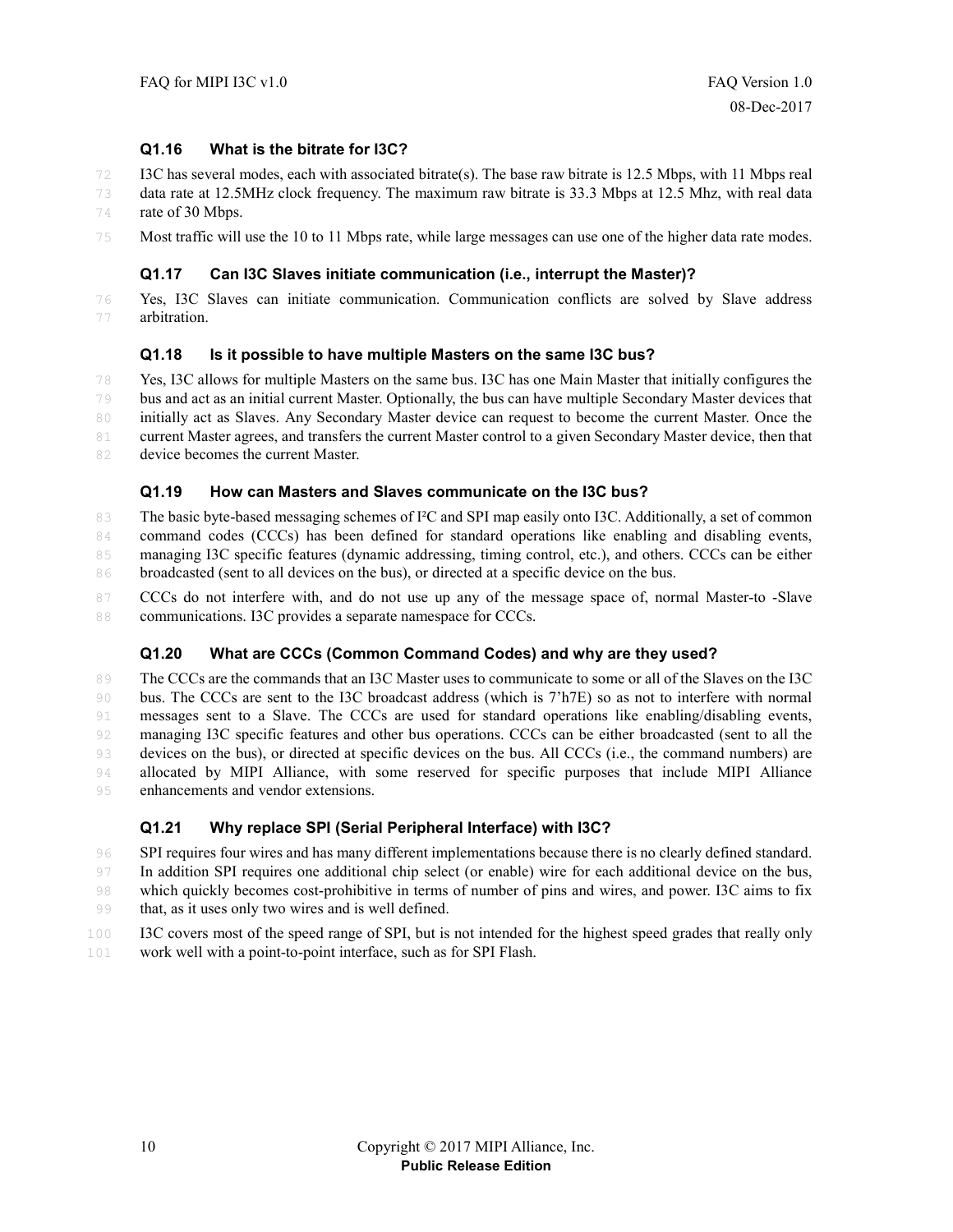### Q1.16 What is the bitrate for I3C?

I3C has several modes, each with associated bitrate(s). The base raw bitrate is 12.5 Mbps, with 11 Mbps real data rate at 12.5MHz clock frequency. The maximum raw bitrate is 33.3 Mbps at 12.5 Mhz, with real data rate of 30 Mbps.

Most traffic will use the 10 to 11 Mbps rate, while large messages can use one of the higher data rate modes.

### Q1.17 Can I3C Slaves initiate communication (i.e., interrupt the Master)?

Yes, I3C Slaves can initiate communication. Communication conflicts are solved by Slave address arbitration.

### Q1.18 Is it possible to have multiple Masters on the same I3C bus?

Yes, I3C allows for multiple Masters on the same bus. I3C has one Main Master that initially configures the bus and act as an initial current Master. Optionally, the bus can have multiple Secondary Master devices that initially act as Slaves. Any Secondary Master device can request to become the current Master. Once the current Master agrees, and transfers the current Master control to a given Secondary Master device, then that device becomes the current Master.

### Q1.19 How can Masters and Slaves communicate on the I3C bus?

The basic byte-based messaging schemes of I²C and SPI map easily onto I3C. Additionally, a set of common command codes (CCCs) has been defined for standard operations like enabling and disabling events, managing I3C specific features (dynamic addressing, timing control, etc.), and others. CCCs can be either broadcasted (sent to all devices on the bus), or directed at a specific device on the bus.

CCCs do not interfere with, and do not use up any of the message space of, normal Master-to -Slave communications. I3C provides a separate namespace for CCCs.

### Q1.20 What are CCCs (Common Command Codes) and why are they used?

The CCCs are the commands that an I3C Master uses to communicate to some or all of the Slaves on the I3C bus. The CCCs are sent to the I3C broadcast address (which is 7'h7E) so as not to interfere with normal messages sent to a Slave. The CCCs are used for standard operations like enabling/disabling events, managing I3C specific features and other bus operations. CCCs can be either broadcasted (sent to all the devices on the bus), or directed at specific devices on the bus. All CCCs (i.e., the command numbers) are allocated by MIPI Alliance, with some reserved for specific purposes that include MIPI Alliance enhancements and vendor extensions.

### Q1.21 Why replace SPI (Serial Peripheral Interface) with I3C?

SPI requires four wires and has many different implementations because there is no clearly defined standard. In addition SPI requires one additional chip select (or enable) wire for each additional device on the bus, which quickly becomes cost-prohibitive in terms of number of pins and wires, and power. I3C aims to fix that, as it uses only two wires and is well defined.

I3C covers most of the speed range of SPI, but is not intended for the highest speed grades that really only work well with a point-to-point interface, such as for SPI Flash.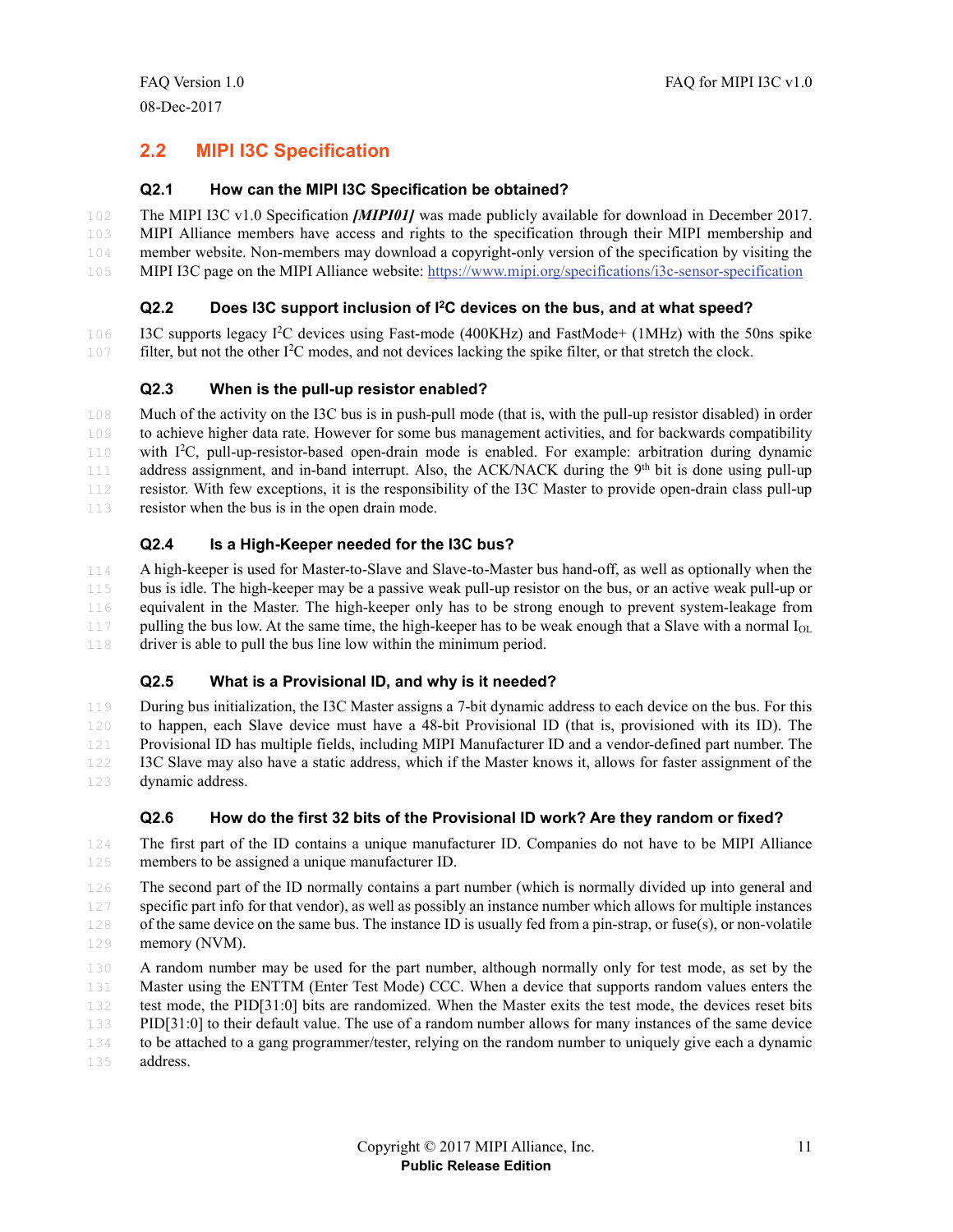## 2.2 MIPI I3C Specification

### Q2.1 How can the MIPI I3C Specification be obtained?

The MIPI I3C v1.0 Specification ***[MIPI01]*** was made publicly available for download in December 2017. MIPI Alliance members have access and rights to the specification through their MIPI membership and member website. Non-members may download a copyright-only version of the specification by visiting the MIPI I3C page on the MIPI Alliance website: https://www.mipi.org/specifications/i3c-sensor-specification

### Q2.2 Does I3C support inclusion of I$^2$C devices on the bus, and at what speed?

I3C supports legacy I$^2$C devices using Fast-mode (400KHz) and FastMode+ (1MHz) with the 50ns spike filter, but not the other I$^2$C modes, and not devices lacking the spike filter, or that stretch the clock.

### Q2.3 When is the pull-up resistor enabled?

Much of the activity on the I3C bus is in push-pull mode (that is, with the pull-up resistor disabled) in order to achieve higher data rate. However for some bus management activities, and for backwards compatibility with I$^2$C, pull-up-resistor-based open-drain mode is enabled. For example: arbitration during dynamic address assignment, and in-band interrupt. Also, the ACK/NACK during the 9$^{th}$ bit is done using pull-up resistor. With few exceptions, it is the responsibility of the I3C Master to provide open-drain class pull-up resistor when the bus is in the open drain mode.

### Q2.4 Is a High-Keeper needed for the I3C bus?

A high-keeper is used for Master-to-Slave and Slave-to-Master bus hand-off, as well as optionally when the bus is idle. The high-keeper may be a passive weak pull-up resistor on the bus, or an active weak pull-up or equivalent in the Master. The high-keeper only has to be strong enough to prevent system-leakage from pulling the bus low. At the same time, the high-keeper has to be weak enough that a Slave with a normal $I_{OL}$ driver is able to pull the bus line low within the minimum period.

### Q2.5 What is a Provisional ID, and why is it needed?

During bus initialization, the I3C Master assigns a 7-bit dynamic address to each device on the bus. For this to happen, each Slave device must have a 48-bit Provisional ID (that is, provisioned with its ID). The Provisional ID has multiple fields, including MIPI Manufacturer ID and a vendor-defined part number. The I3C Slave may also have a static address, which if the Master knows it, allows for faster assignment of the dynamic address.

### Q2.6 How do the first 32 bits of the Provisional ID work? Are they random or fixed?

The first part of the ID contains a unique manufacturer ID. Companies do not have to be MIPI Alliance members to be assigned a unique manufacturer ID.

The second part of the ID normally contains a part number (which is normally divided up into general and specific part info for that vendor), as well as possibly an instance number which allows for multiple instances of the same device on the same bus. The instance ID is usually fed from a pin-strap, or fuse(s), or non-volatile memory (NVM).

A random number may be used for the part number, although normally only for test mode, as set by the Master using the ENTTM (Enter Test Mode) CCC. When a device that supports random values enters the test mode, the PID[31:0] bits are randomized. When the Master exits the test mode, the devices reset bits PID[31:0] to their default value. The use of a random number allows for many instances of the same device to be attached to a gang programmer/tester, relying on the random number to uniquely give each a dynamic address.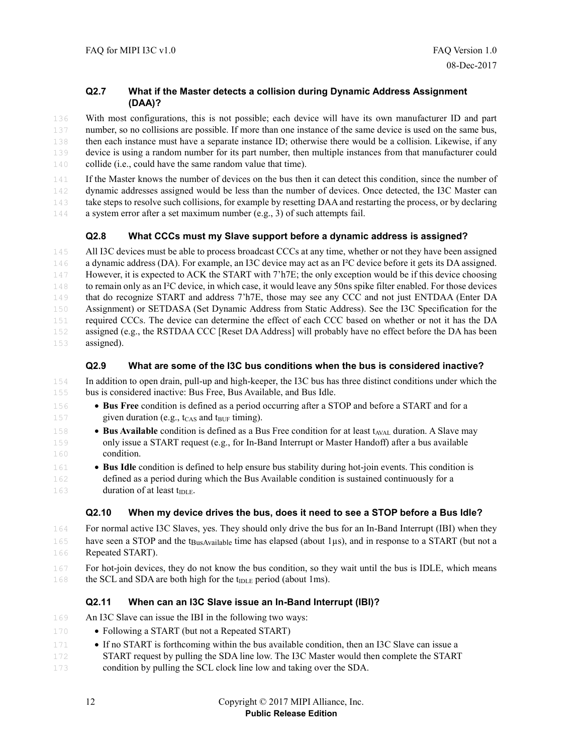### Q2.7 What if the Master detects a collision during Dynamic Address Assignment (DAA)?

With most configurations, this is not possible; each device will have its own manufacturer ID and part number, so no collisions are possible. If more than one instance of the same device is used on the same bus, then each instance must have a separate instance ID; otherwise there would be a collision. Likewise, if any device is using a random number for its part number, then multiple instances from that manufacturer could collide (i.e., could have the same random value that time).

If the Master knows the number of devices on the bus then it can detect this condition, since the number of dynamic addresses assigned would be less than the number of devices. Once detected, the I3C Master can take steps to resolve such collisions, for example by resetting DAA and restarting the process, or by declaring a system error after a set maximum number (e.g., 3) of such attempts fail.

### Q2.8 What CCCs must my Slave support before a dynamic address is assigned?

All I3C devices must be able to process broadcast CCCs at any time, whether or not they have been assigned a dynamic address (DA). For example, an I3C device may act as an I²C device before it gets its DA assigned. However, it is expected to ACK the START with 7'h7E; the only exception would be if this device choosing to remain only as an I²C device, in which case, it would leave any 50ns spike filter enabled. For those devices that do recognize START and address 7'h7E, those may see any CCC and not just ENTDAA (Enter DA Assignment) or SETDASA (Set Dynamic Address from Static Address). See the I3C Specification for the required CCCs. The device can determine the effect of each CCC based on whether or not it has the DA assigned (e.g., the RSTDAA CCC [Reset DA Address] will probably have no effect before the DA has been assigned).

### Q2.9 What are some of the I3C bus conditions when the bus is considered inactive?

In addition to open drain, pull-up and high-keeper, the I3C bus has three distinct conditions under which the bus is considered inactive: Bus Free, Bus Available, and Bus Idle.

- **Bus Free** condition is defined as a period occurring after a STOP and before a START and for a given duration (e.g., $t_{CAS}$ and $t_{BUF}$ timing).
- **Bus Available** condition is defined as a Bus Free condition for at least $t_{AVAL}$ duration. A Slave may only issue a START request (e.g., for In-Band Interrupt or Master Handoff) after a bus available condition.
- **Bus Idle** condition is defined to help ensure bus stability during hot-join events. This condition is defined as a period during which the Bus Available condition is sustained continuously for a duration of at least $t_{IDLE}$.

### Q2.10 When my device drives the bus, does it need to see a STOP before a Bus Idle?

For normal active I3C Slaves, yes. They should only drive the bus for an In-Band Interrupt (IBI) when they have seen a STOP and the $t_{BusAvailable}$ time has elapsed (about 1µs), and in response to a START (but not a Repeated START).

For hot-join devices, they do not know the bus condition, so they wait until the bus is IDLE, which means the SCL and SDA are both high for the $t_{IDLE}$ period (about 1ms).

### Q2.11 When can an I3C Slave issue an In-Band Interrupt (IBI)?

An I3C Slave can issue the IBI in the following two ways:

- Following a START (but not a Repeated START)
- If no START is forthcoming within the bus available condition, then an I3C Slave can issue a START request by pulling the SDA line low. The I3C Master would then complete the START condition by pulling the SCL clock line low and taking over the SDA.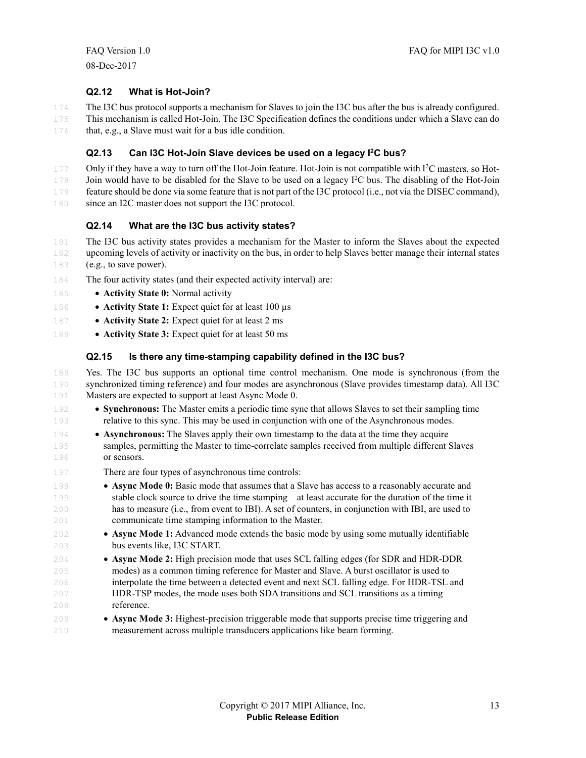### Q2.12 What is Hot-Join?

The I3C bus protocol supports a mechanism for Slaves to join the I3C bus after the bus is already configured. This mechanism is called Hot-Join. The I3C Specification defines the conditions under which a Slave can do that, e.g., a Slave must wait for a bus idle condition.

### Q2.13 Can I3C Hot-Join Slave devices be used on a legacy $I^2C$ bus?

Only if they have a way to turn off the Hot-Join feature. Hot-Join is not compatible with $I^2C$ masters, so Hot-Join would have to be disabled for the Slave to be used on a legacy $I^2C$ bus. The disabling of the Hot-Join feature should be done via some feature that is not part of the I3C protocol (i.e., not via the DISEC command), since an I2C master does not support the I3C protocol.

### Q2.14 What are the I3C bus activity states?

The I3C bus activity states provides a mechanism for the Master to inform the Slaves about the expected upcoming levels of activity or inactivity on the bus, in order to help Slaves better manage their internal states (e.g., to save power).

The four activity states (and their expected activity interval) are:

- **Activity State 0:** Normal activity
- **Activity State 1:** Expect quiet for at least 100 µs
- **Activity State 2:** Expect quiet for at least 2 ms
- **Activity State 3:** Expect quiet for at least 50 ms

### Q2.15 Is there any time-stamping capability defined in the I3C bus?

Yes. The I3C bus supports an optional time control mechanism. One mode is synchronous (from the synchronized timing reference) and four modes are asynchronous (Slave provides timestamp data). All I3C Masters are expected to support at least Async Mode 0.

- **Synchronous:** The Master emits a periodic time sync that allows Slaves to set their sampling time relative to this sync. This may be used in conjunction with one of the Asynchronous modes.
- **Asynchronous:** The Slaves apply their own timestamp to the data at the time they acquire samples, permitting the Master to time-correlate samples received from multiple different Slaves or sensors.

  There are four types of asynchronous time controls:

  - **Async Mode 0:** Basic mode that assumes that a Slave has access to a reasonably accurate and stable clock source to drive the time stamping – at least accurate for the duration of the time it has to measure (i.e., from event to IBI). A set of counters, in conjunction with IBI, are used to communicate time stamping information to the Master.
  - **Async Mode 1:** Advanced mode extends the basic mode by using some mutually identifiable bus events like, I3C START.
  - **Async Mode 2:** High precision mode that uses SCL falling edges (for SDR and HDR-DDR modes) as a common timing reference for Master and Slave. A burst oscillator is used to interpolate the time between a detected event and next SCL falling edge. For HDR-TSL and HDR-TSP modes, the mode uses both SDA transitions and SCL transitions as a timing reference.
  - **Async Mode 3:** Highest-precision triggerable mode that supports precise time triggering and measurement across multiple transducers applications like beam forming.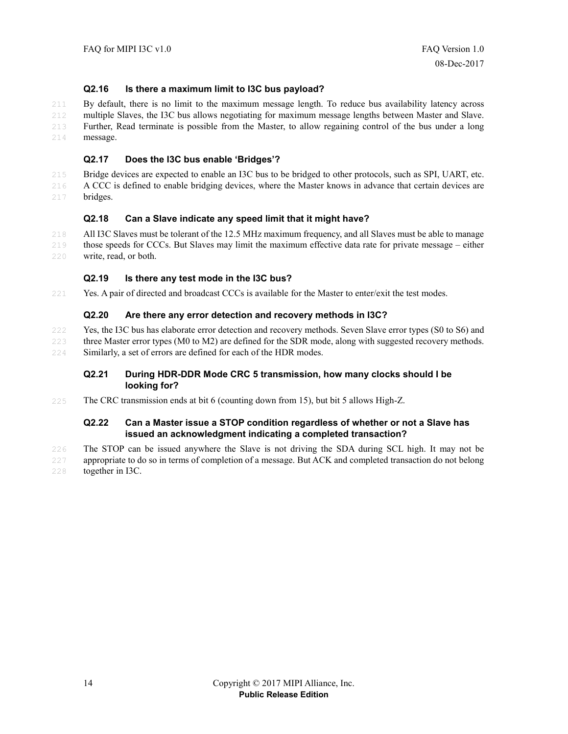### Q2.16 Is there a maximum limit to I3C bus payload?

By default, there is no limit to the maximum message length. To reduce bus availability latency across multiple Slaves, the I3C bus allows negotiating for maximum message lengths between Master and Slave. Further, Read terminate is possible from the Master, to allow regaining control of the bus under a long message.

### Q2.17 Does the I3C bus enable 'Bridges'?

Bridge devices are expected to enable an I3C bus to be bridged to other protocols, such as SPI, UART, etc. A CCC is defined to enable bridging devices, where the Master knows in advance that certain devices are bridges.

### Q2.18 Can a Slave indicate any speed limit that it might have?

All I3C Slaves must be tolerant of the 12.5 MHz maximum frequency, and all Slaves must be able to manage those speeds for CCCs. But Slaves may limit the maximum effective data rate for private message – either write, read, or both.

### Q2.19 Is there any test mode in the I3C bus?

Yes. A pair of directed and broadcast CCCs is available for the Master to enter/exit the test modes.

### Q2.20 Are there any error detection and recovery methods in I3C?

Yes, the I3C bus has elaborate error detection and recovery methods. Seven Slave error types (S0 to S6) and three Master error types (M0 to M2) are defined for the SDR mode, along with suggested recovery methods. Similarly, a set of errors are defined for each of the HDR modes.

### Q2.21 During HDR-DDR Mode CRC 5 transmission, how many clocks should I be looking for?

The CRC transmission ends at bit 6 (counting down from 15), but bit 5 allows High-Z.

### Q2.22 Can a Master issue a STOP condition regardless of whether or not a Slave has issued an acknowledgment indicating a completed transaction?

The STOP can be issued anywhere the Slave is not driving the SDA during SCL high. It may not be appropriate to do so in terms of completion of a message. But ACK and completed transaction do not belong together in I3C.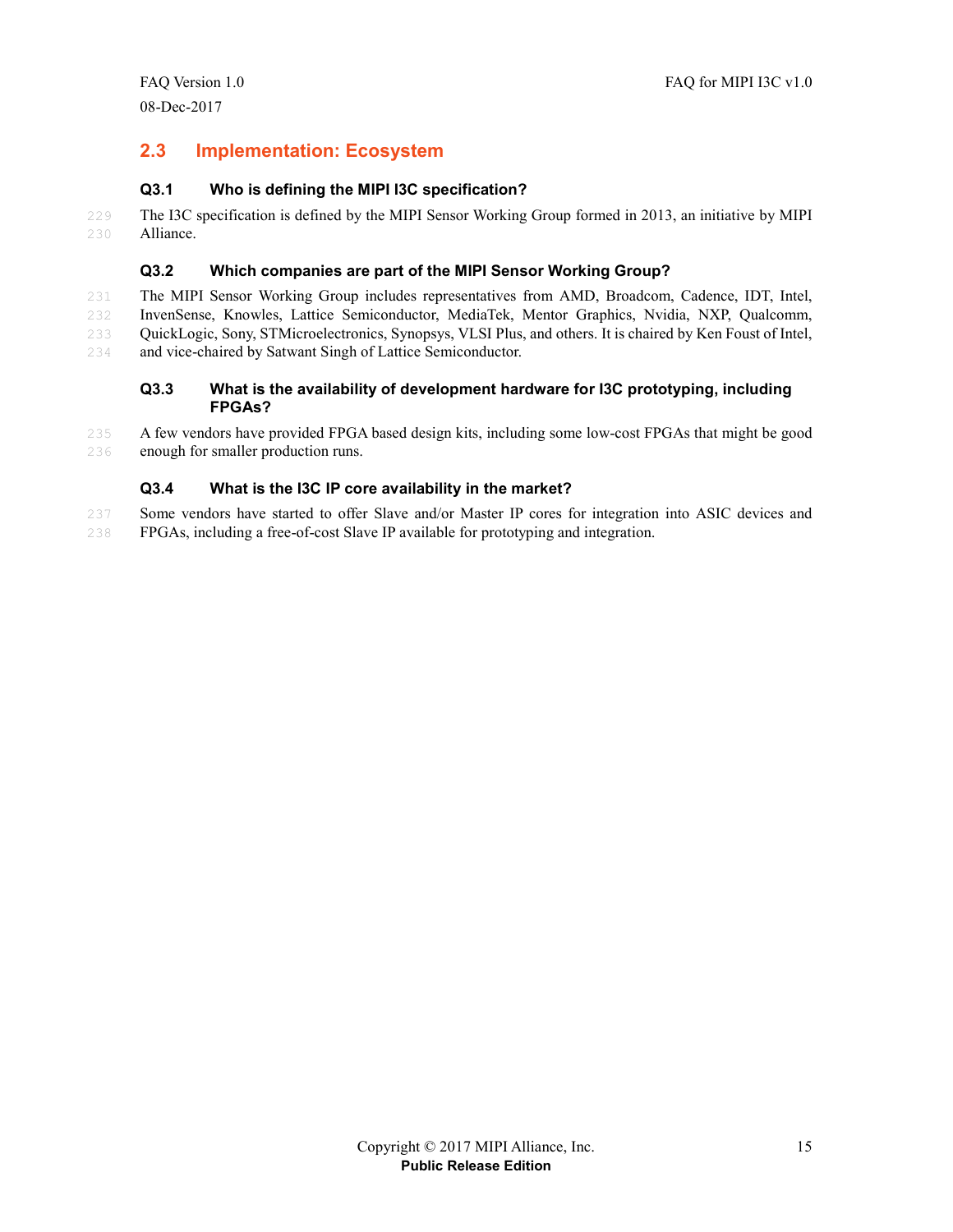## 2.3 Implementation: Ecosystem

### Q3.1 Who is defining the MIPI I3C specification?

The I3C specification is defined by the MIPI Sensor Working Group formed in 2013, an initiative by MIPI Alliance.

### Q3.2 Which companies are part of the MIPI Sensor Working Group?

The MIPI Sensor Working Group includes representatives from AMD, Broadcom, Cadence, IDT, Intel, InvenSense, Knowles, Lattice Semiconductor, MediaTek, Mentor Graphics, Nvidia, NXP, Qualcomm, QuickLogic, Sony, STMicroelectronics, Synopsys, VLSI Plus, and others. It is chaired by Ken Foust of Intel, and vice-chaired by Satwant Singh of Lattice Semiconductor.

### Q3.3 What is the availability of development hardware for I3C prototyping, including FPGAs?

A few vendors have provided FPGA based design kits, including some low-cost FPGAs that might be good enough for smaller production runs.

### Q3.4 What is the I3C IP core availability in the market?

Some vendors have started to offer Slave and/or Master IP cores for integration into ASIC devices and FPGAs, including a free-of-cost Slave IP available for prototyping and integration.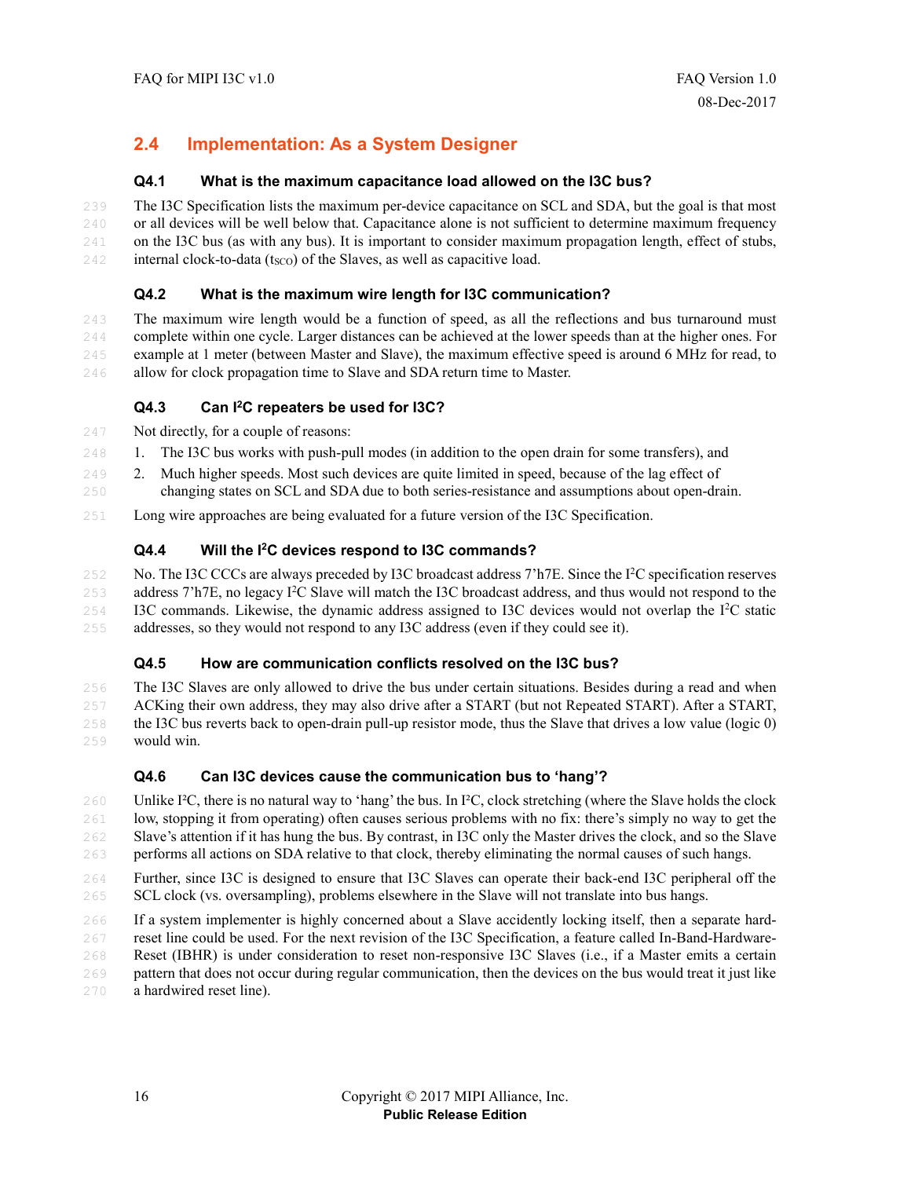## 2.4 Implementation: As a System Designer

### Q4.1 What is the maximum capacitance load allowed on the I3C bus?

The I3C Specification lists the maximum per-device capacitance on SCL and SDA, but the goal is that most or all devices will be well below that. Capacitance alone is not sufficient to determine maximum frequency on the I3C bus (as with any bus). It is important to consider maximum propagation length, effect of stubs, internal clock-to-data ($t_{SCO}$) of the Slaves, as well as capacitive load.

### Q4.2 What is the maximum wire length for I3C communication?

The maximum wire length would be a function of speed, as all the reflections and bus turnaround must complete within one cycle. Larger distances can be achieved at the lower speeds than at the higher ones. For example at 1 meter (between Master and Slave), the maximum effective speed is around 6 MHz for read, to allow for clock propagation time to Slave and SDA return time to Master.

### Q4.3 Can I²C repeaters be used for I3C?

Not directly, for a couple of reasons:

1. The I3C bus works with push-pull modes (in addition to the open drain for some transfers), and
2. Much higher speeds. Most such devices are quite limited in speed, because of the lag effect of changing states on SCL and SDA due to both series-resistance and assumptions about open-drain.

Long wire approaches are being evaluated for a future version of the I3C Specification.

### Q4.4 Will the I²C devices respond to I3C commands?

No. The I3C CCCs are always preceded by I3C broadcast address 7'h7E. Since the I²C specification reserves address 7'h7E, no legacy I²C Slave will match the I3C broadcast address, and thus would not respond to the I3C commands. Likewise, the dynamic address assigned to I3C devices would not overlap the I²C static addresses, so they would not respond to any I3C address (even if they could see it).

### Q4.5 How are communication conflicts resolved on the I3C bus?

The I3C Slaves are only allowed to drive the bus under certain situations. Besides during a read and when ACKing their own address, they may also drive after a START (but not Repeated START). After a START, the I3C bus reverts back to open-drain pull-up resistor mode, thus the Slave that drives a low value (logic 0) would win.

### Q4.6 Can I3C devices cause the communication bus to 'hang'?

Unlike I²C, there is no natural way to 'hang' the bus. In I²C, clock stretching (where the Slave holds the clock low, stopping it from operating) often causes serious problems with no fix: there's simply no way to get the Slave's attention if it has hung the bus. By contrast, in I3C only the Master drives the clock, and so the Slave performs all actions on SDA relative to that clock, thereby eliminating the normal causes of such hangs.

Further, since I3C is designed to ensure that I3C Slaves can operate their back-end I3C peripheral off the SCL clock (vs. oversampling), problems elsewhere in the Slave will not translate into bus hangs.

If a system implementer is highly concerned about a Slave accidently locking itself, then a separate hard-reset line could be used. For the next revision of the I3C Specification, a feature called In-Band-Hardware-Reset (IBHR) is under consideration to reset non-responsive I3C Slaves (i.e., if a Master emits a certain pattern that does not occur during regular communication, then the devices on the bus would treat it just like a hardwired reset line).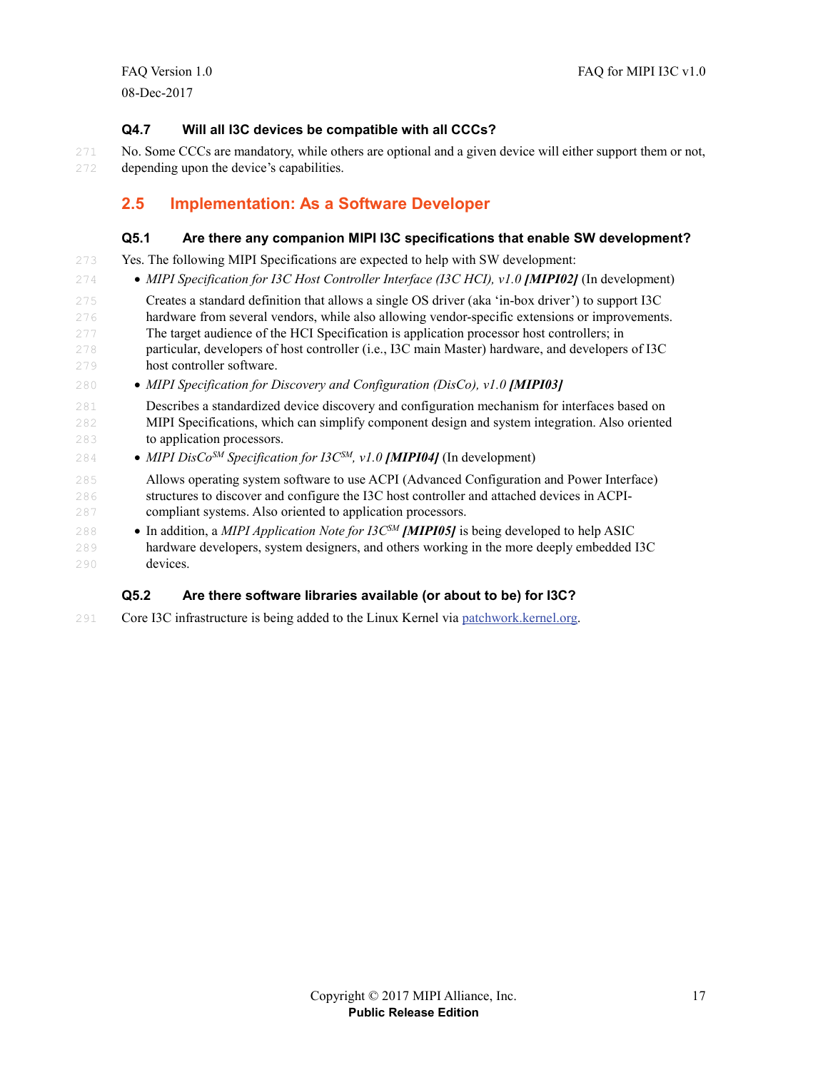#### Q4.7 Will all I3C devices be compatible with all CCCs?

No. Some CCCs are mandatory, while others are optional and a given device will either support them or not, depending upon the device's capabilities.

## 2.5 Implementation: As a Software Developer

#### Q5.1 Are there any companion MIPI I3C specifications that enable SW development?

Yes. The following MIPI Specifications are expected to help with SW development:

- *MIPI Specification for I3C Host Controller Interface (I3C HCI), v1.0* ***[MIPI02]*** (In development)

  Creates a standard definition that allows a single OS driver (aka 'in-box driver') to support I3C hardware from several vendors, while also allowing vendor-specific extensions or improvements. The target audience of the HCI Specification is application processor host controllers; in particular, developers of host controller (i.e., I3C main Master) hardware, and developers of I3C host controller software.

- *MIPI Specification for Discovery and Configuration (DisCo), v1.0* ***[MIPI03]***

  Describes a standardized device discovery and configuration mechanism for interfaces based on MIPI Specifications, which can simplify component design and system integration. Also oriented to application processors.

- *MIPI DisCo*[SM] *Specification for I3C*[SM]*, v1.0* ***[MIPI04]*** (In development)

  Allows operating system software to use ACPI (Advanced Configuration and Power Interface) structures to discover and configure the I3C host controller and attached devices in ACPI-compliant systems. Also oriented to application processors.

- In addition, a *MIPI Application Note for I3C*[SM] ***[MIPI05]*** is being developed to help ASIC hardware developers, system designers, and others working in the more deeply embedded I3C devices.

#### Q5.2 Are there software libraries available (or about to be) for I3C?

Core I3C infrastructure is being added to the Linux Kernel via patchwork.kernel.org.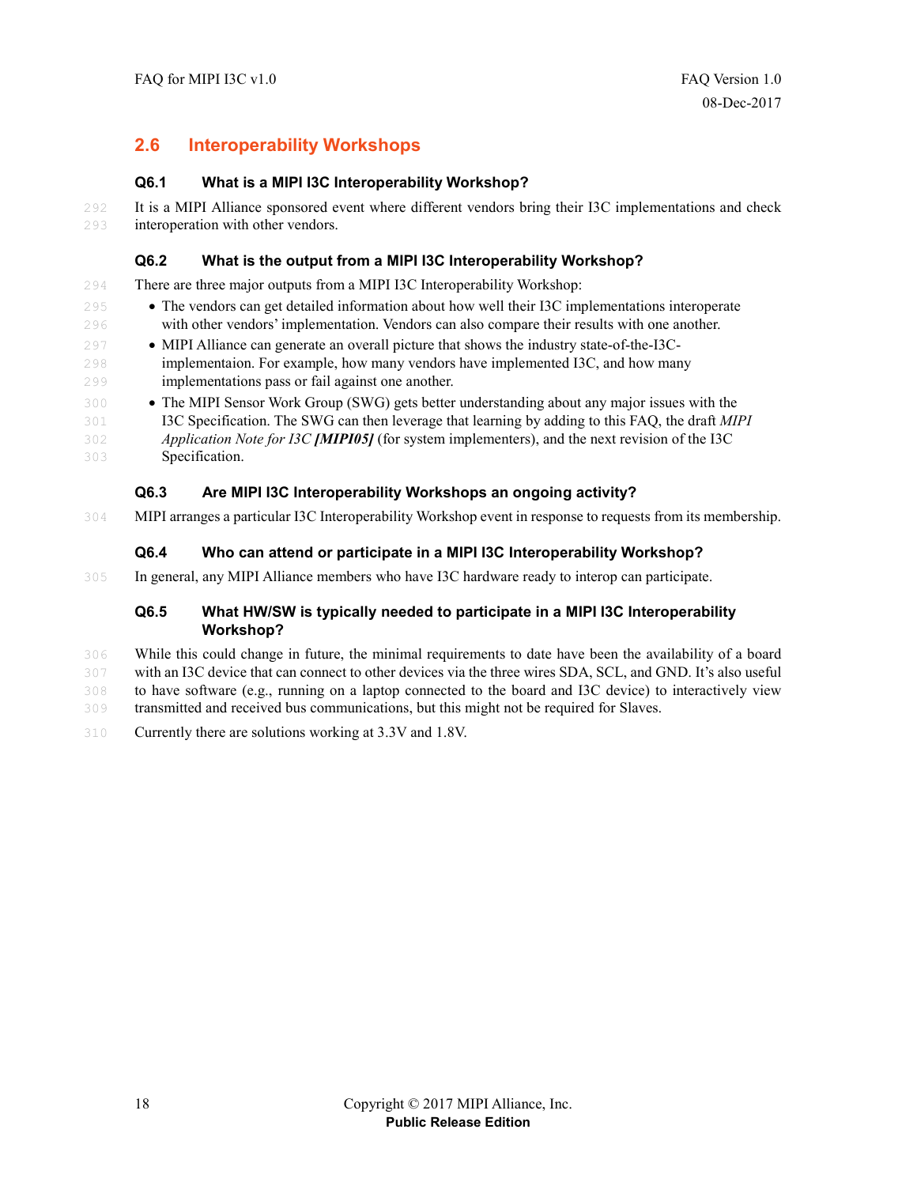## 2.6 Interoperability Workshops

### Q6.1 What is a MIPI I3C Interoperability Workshop?

It is a MIPI Alliance sponsored event where different vendors bring their I3C implementations and check interoperation with other vendors.

### Q6.2 What is the output from a MIPI I3C Interoperability Workshop?

There are three major outputs from a MIPI I3C Interoperability Workshop:

- The vendors can get detailed information about how well their I3C implementations interoperate with other vendors' implementation. Vendors can also compare their results with one another.
- MIPI Alliance can generate an overall picture that shows the industry state-of-the-I3C-implementaion. For example, how many vendors have implemented I3C, and how many implementations pass or fail against one another.
- The MIPI Sensor Work Group (SWG) gets better understanding about any major issues with the I3C Specification. The SWG can then leverage that learning by adding to this FAQ, the draft *MIPI Application Note for I3C* ***[MIPI05]*** (for system implementers), and the next revision of the I3C Specification.

### Q6.3 Are MIPI I3C Interoperability Workshops an ongoing activity?

MIPI arranges a particular I3C Interoperability Workshop event in response to requests from its membership.

### Q6.4 Who can attend or participate in a MIPI I3C Interoperability Workshop?

In general, any MIPI Alliance members who have I3C hardware ready to interop can participate.

### Q6.5 What HW/SW is typically needed to participate in a MIPI I3C Interoperability Workshop?

While this could change in future, the minimal requirements to date have been the availability of a board with an I3C device that can connect to other devices via the three wires SDA, SCL, and GND. It's also useful to have software (e.g., running on a laptop connected to the board and I3C device) to interactively view transmitted and received bus communications, but this might not be required for Slaves.

Currently there are solutions working at 3.3V and 1.8V.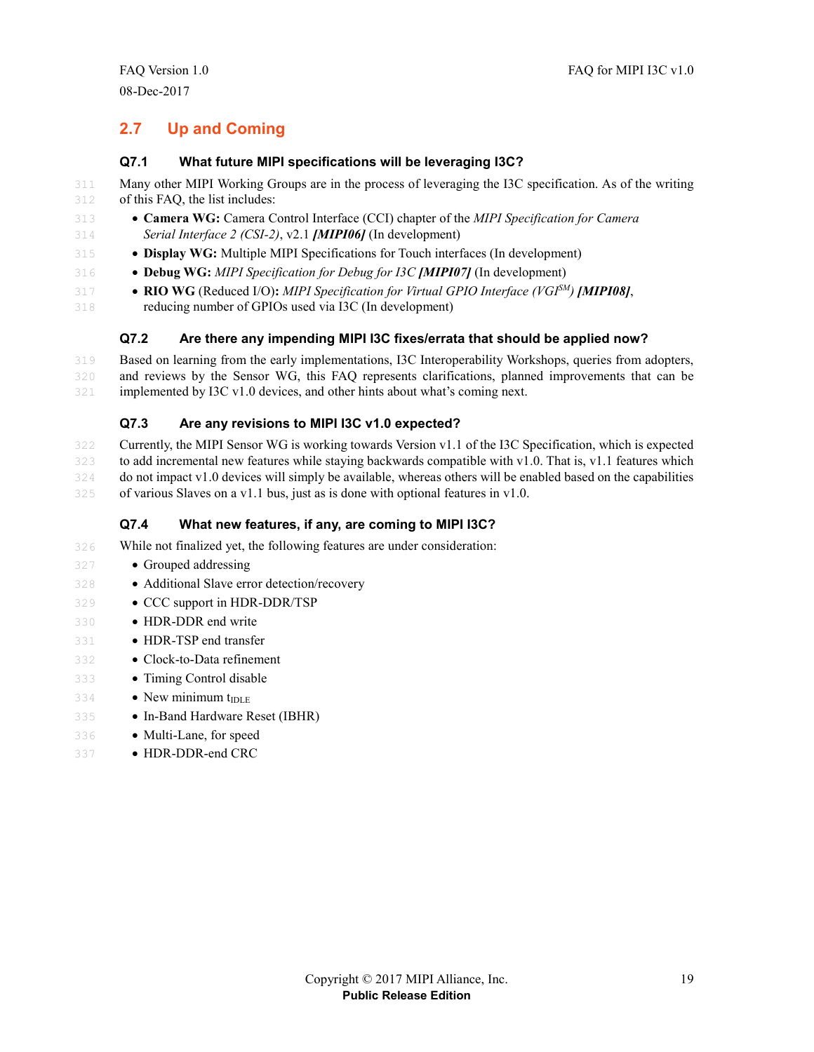## 2.7 Up and Coming

### Q7.1 What future MIPI specifications will be leveraging I3C?

Many other MIPI Working Groups are in the process of leveraging the I3C specification. As of the writing of this FAQ, the list includes:

- **Camera WG:** Camera Control Interface (CCI) chapter of the *MIPI Specification for Camera Serial Interface 2 (CSI-2)*, v2.1 ***[MIPI06]*** (In development)
- **Display WG:** Multiple MIPI Specifications for Touch interfaces (In development)
- **Debug WG:** *MIPI Specification for Debug for I3C* ***[MIPI07]*** (In development)
- **RIO WG** (Reduced I/O)**:** *MIPI Specification for Virtual GPIO Interface (VGI[SM])* ***[MIPI08]***, reducing number of GPIOs used via I3C (In development)

### Q7.2 Are there any impending MIPI I3C fixes/errata that should be applied now?

Based on learning from the early implementations, I3C Interoperability Workshops, queries from adopters, and reviews by the Sensor WG, this FAQ represents clarifications, planned improvements that can be implemented by I3C v1.0 devices, and other hints about what's coming next.

### Q7.3 Are any revisions to MIPI I3C v1.0 expected?

Currently, the MIPI Sensor WG is working towards Version v1.1 of the I3C Specification, which is expected to add incremental new features while staying backwards compatible with v1.0. That is, v1.1 features which do not impact v1.0 devices will simply be available, whereas others will be enabled based on the capabilities of various Slaves on a v1.1 bus, just as is done with optional features in v1.0.

### Q7.4 What new features, if any, are coming to MIPI I3C?

While not finalized yet, the following features are under consideration:

- Grouped addressing
- Additional Slave error detection/recovery
- CCC support in HDR-DDR/TSP
- HDR-DDR end write
- HDR-TSP end transfer
- Clock-to-Data refinement
- Timing Control disable
- New minimum $t_{IDLE}$
- In-Band Hardware Reset (IBHR)
- Multi-Lane, for speed
- HDR-DDR-end CRC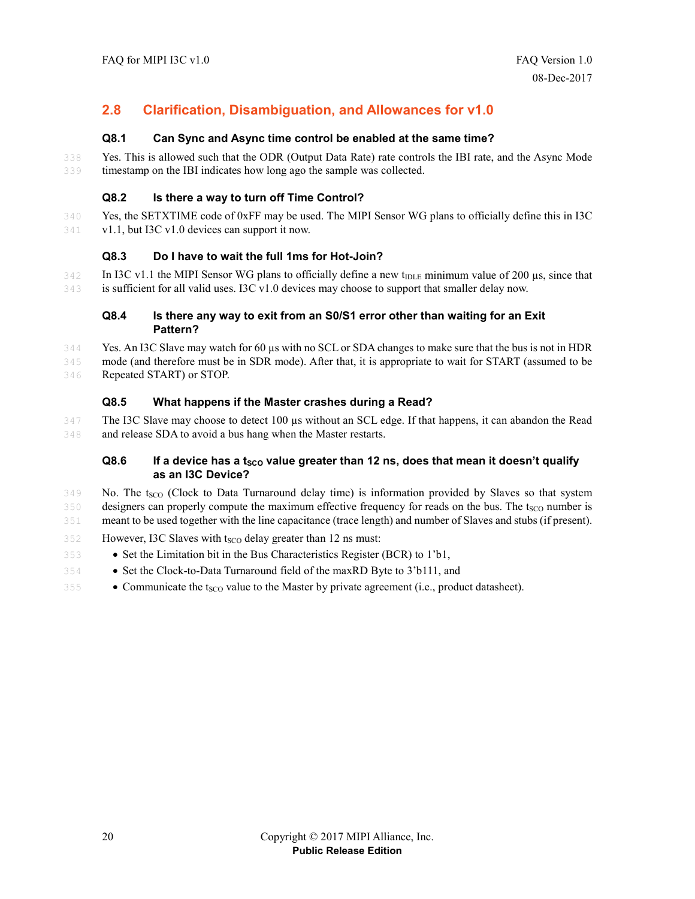## 2.8 Clarification, Disambiguation, and Allowances for v1.0

### Q8.1 Can Sync and Async time control be enabled at the same time?

Yes. This is allowed such that the ODR (Output Data Rate) rate controls the IBI rate, and the Async Mode timestamp on the IBI indicates how long ago the sample was collected.

### Q8.2 Is there a way to turn off Time Control?

Yes, the SETXTIME code of 0xFF may be used. The MIPI Sensor WG plans to officially define this in I3C v1.1, but I3C v1.0 devices can support it now.

### Q8.3 Do I have to wait the full 1ms for Hot-Join?

In I3C v1.1 the MIPI Sensor WG plans to officially define a new $t_{IDLE}$ minimum value of 200 µs, since that is sufficient for all valid uses. I3C v1.0 devices may choose to support that smaller delay now.

### Q8.4 Is there any way to exit from an S0/S1 error other than waiting for an Exit Pattern?

Yes. An I3C Slave may watch for 60 µs with no SCL or SDA changes to make sure that the bus is not in HDR mode (and therefore must be in SDR mode). After that, it is appropriate to wait for START (assumed to be Repeated START) or STOP.

### Q8.5 What happens if the Master crashes during a Read?

The I3C Slave may choose to detect 100 µs without an SCL edge. If that happens, it can abandon the Read and release SDA to avoid a bus hang when the Master restarts.

### Q8.6 If a device has a $t_{SCO}$ value greater than 12 ns, does that mean it doesn't qualify as an I3C Device?

No. The $t_{SCO}$ (Clock to Data Turnaround delay time) is information provided by Slaves so that system designers can properly compute the maximum effective frequency for reads on the bus. The $t_{SCO}$ number is meant to be used together with the line capacitance (trace length) and number of Slaves and stubs (if present).

However, I3C Slaves with $t_{SCO}$ delay greater than 12 ns must:

- Set the Limitation bit in the Bus Characteristics Register (BCR) to 1'b1,
- Set the Clock-to-Data Turnaround field of the maxRD Byte to 3'b111, and
- Communicate the $t_{SCO}$ value to the Master by private agreement (i.e., product datasheet).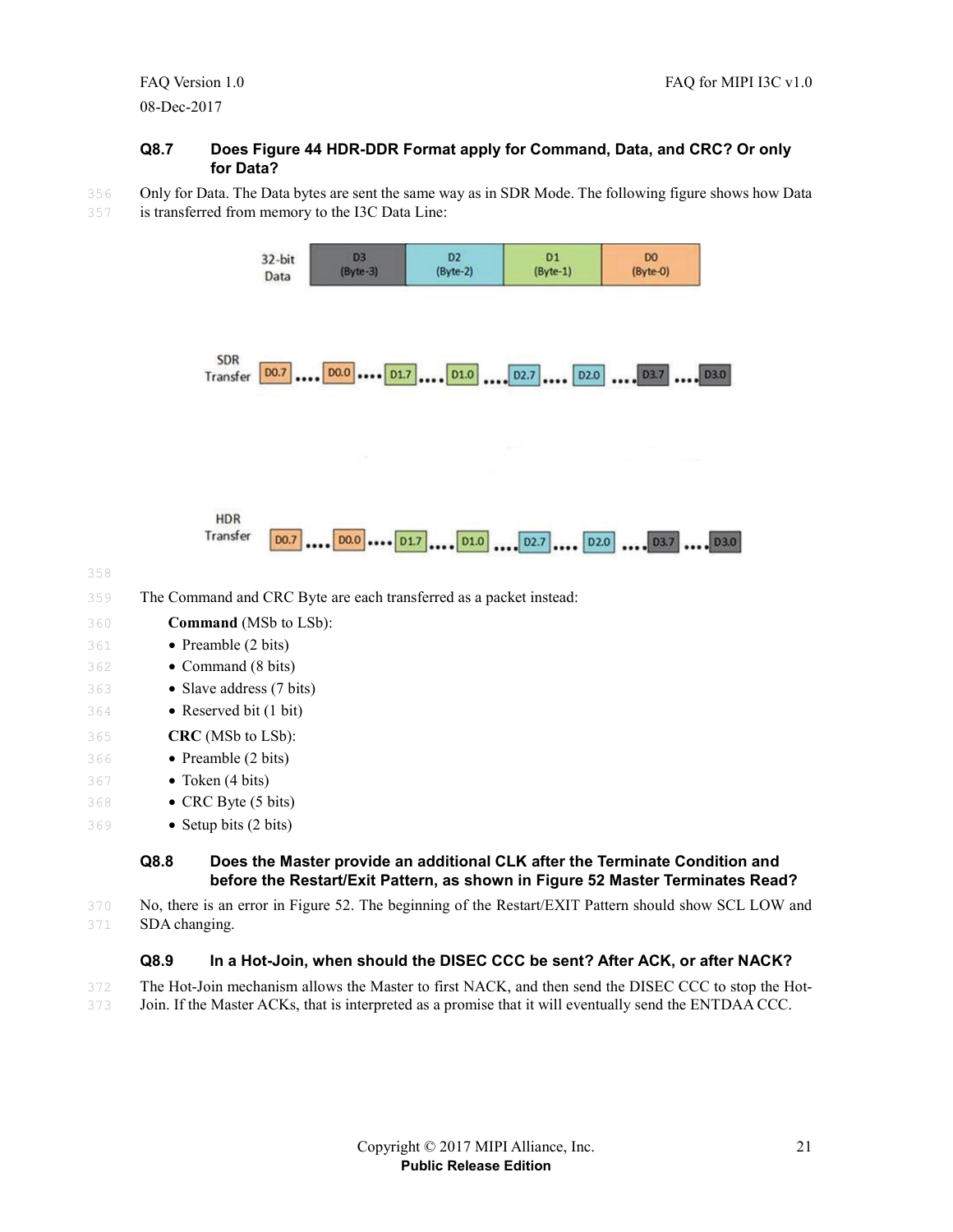### Q8.7 Does Figure 44 HDR-DDR Format apply for Command, Data, and CRC? Or only for Data?

Only for Data. The Data bytes are sent the same way as in SDR Mode. The following figure shows how Data is transferred from memory to the I3C Data Line:

The Command and CRC Byte are each transferred as a packet instead:

**Command** (MSb to LSb):

- Preamble (2 bits)
- Command (8 bits)
- Slave address (7 bits)
- Reserved bit (1 bit)

**CRC** (MSb to LSb):

- Preamble (2 bits)
- Token (4 bits)
- CRC Byte (5 bits)
- Setup bits (2 bits)

### Q8.8 Does the Master provide an additional CLK after the Terminate Condition and before the Restart/Exit Pattern, as shown in Figure 52 Master Terminates Read?

No, there is an error in Figure 52. The beginning of the Restart/EXIT Pattern should show SCL LOW and SDA changing.

### Q8.9 In a Hot-Join, when should the DISEC CCC be sent? After ACK, or after NACK?

The Hot-Join mechanism allows the Master to first NACK, and then send the DISEC CCC to stop the Hot-Join. If the Master ACKs, that is interpreted as a promise that it will eventually send the ENTDAA CCC.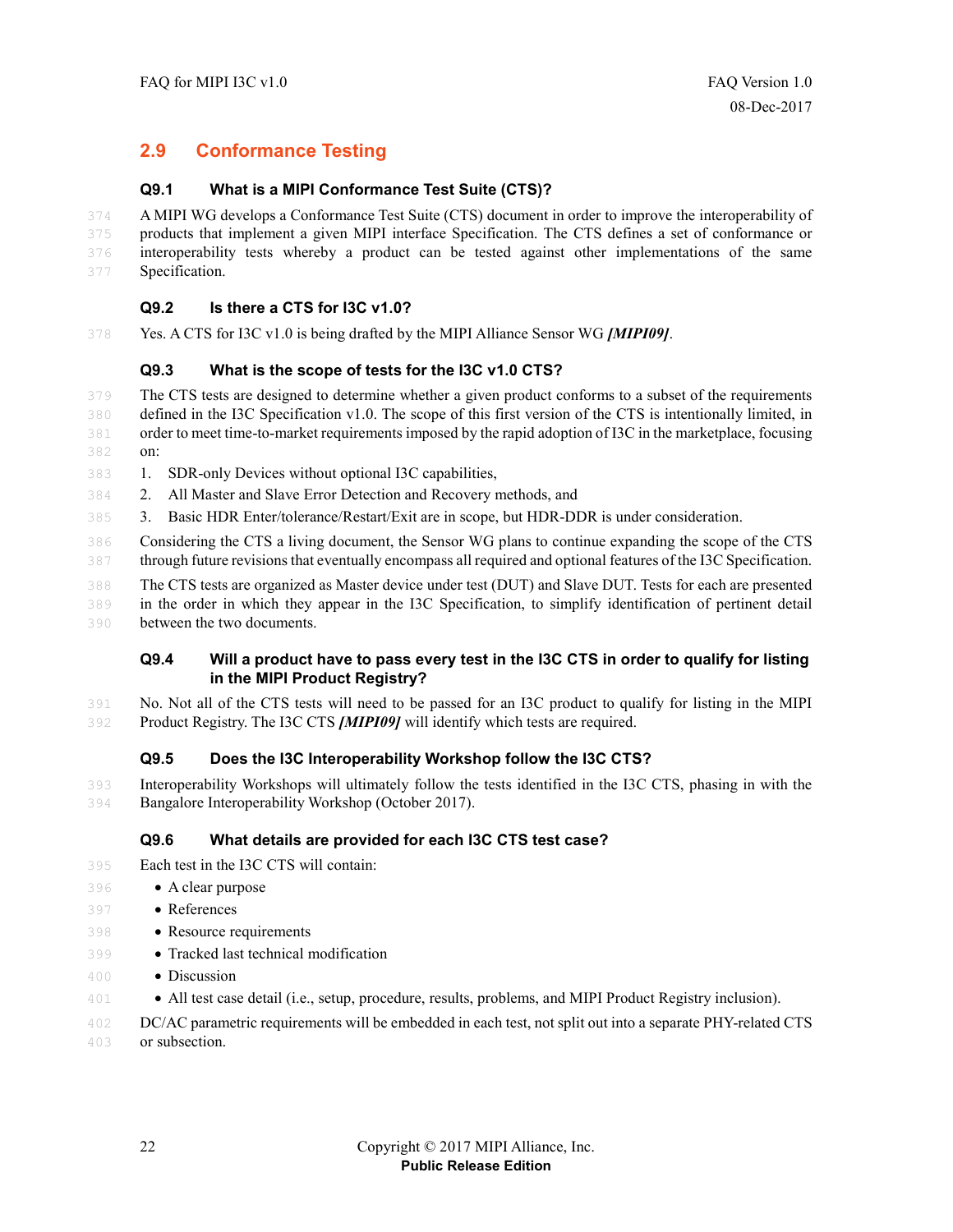## 2.9 Conformance Testing

### Q9.1 What is a MIPI Conformance Test Suite (CTS)?

A MIPI WG develops a Conformance Test Suite (CTS) document in order to improve the interoperability of products that implement a given MIPI interface Specification. The CTS defines a set of conformance or interoperability tests whereby a product can be tested against other implementations of the same Specification.

### Q9.2 Is there a CTS for I3C v1.0?

Yes. A CTS for I3C v1.0 is being drafted by the MIPI Alliance Sensor WG ***[MIPI09]***.

### Q9.3 What is the scope of tests for the I3C v1.0 CTS?

The CTS tests are designed to determine whether a given product conforms to a subset of the requirements defined in the I3C Specification v1.0. The scope of this first version of the CTS is intentionally limited, in order to meet time-to-market requirements imposed by the rapid adoption of I3C in the marketplace, focusing on:

1. SDR-only Devices without optional I3C capabilities,
2. All Master and Slave Error Detection and Recovery methods, and
3. Basic HDR Enter/tolerance/Restart/Exit are in scope, but HDR-DDR is under consideration.

Considering the CTS a living document, the Sensor WG plans to continue expanding the scope of the CTS through future revisions that eventually encompass all required and optional features of the I3C Specification.

The CTS tests are organized as Master device under test (DUT) and Slave DUT. Tests for each are presented in the order in which they appear in the I3C Specification, to simplify identification of pertinent detail between the two documents.

### Q9.4 Will a product have to pass every test in the I3C CTS in order to qualify for listing in the MIPI Product Registry?

No. Not all of the CTS tests will need to be passed for an I3C product to qualify for listing in the MIPI Product Registry. The I3C CTS ***[MIPI09]*** will identify which tests are required.

### Q9.5 Does the I3C Interoperability Workshop follow the I3C CTS?

Interoperability Workshops will ultimately follow the tests identified in the I3C CTS, phasing in with the Bangalore Interoperability Workshop (October 2017).

### Q9.6 What details are provided for each I3C CTS test case?

Each test in the I3C CTS will contain:

- A clear purpose
- References
- Resource requirements
- Tracked last technical modification
- Discussion
- All test case detail (i.e., setup, procedure, results, problems, and MIPI Product Registry inclusion).

DC/AC parametric requirements will be embedded in each test, not split out into a separate PHY-related CTS or subsection.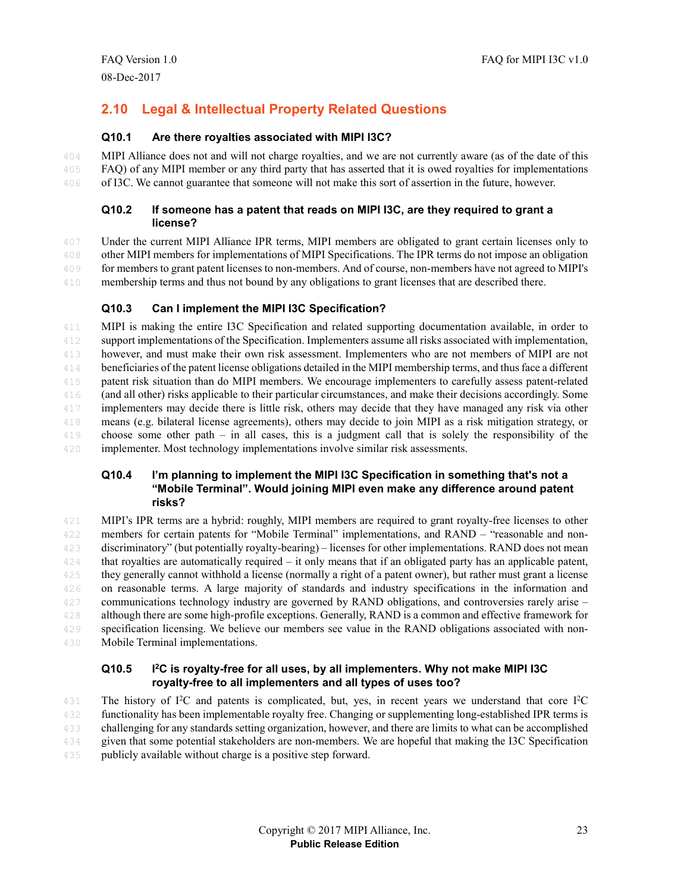## 2.10 Legal & Intellectual Property Related Questions

### Q10.1 Are there royalties associated with MIPI I3C?

MIPI Alliance does not and will not charge royalties, and we are not currently aware (as of the date of this FAQ) of any MIPI member or any third party that has asserted that it is owed royalties for implementations of I3C. We cannot guarantee that someone will not make this sort of assertion in the future, however.

### Q10.2 If someone has a patent that reads on MIPI I3C, are they required to grant a license?

Under the current MIPI Alliance IPR terms, MIPI members are obligated to grant certain licenses only to other MIPI members for implementations of MIPI Specifications. The IPR terms do not impose an obligation for members to grant patent licenses to non-members. And of course, non-members have not agreed to MIPI's membership terms and thus not bound by any obligations to grant licenses that are described there.

### Q10.3 Can I implement the MIPI I3C Specification?

MIPI is making the entire I3C Specification and related supporting documentation available, in order to support implementations of the Specification. Implementers assume all risks associated with implementation, however, and must make their own risk assessment. Implementers who are not members of MIPI are not beneficiaries of the patent license obligations detailed in the MIPI membership terms, and thus face a different patent risk situation than do MIPI members. We encourage implementers to carefully assess patent-related (and all other) risks applicable to their particular circumstances, and make their decisions accordingly. Some implementers may decide there is little risk, others may decide that they have managed any risk via other means (e.g. bilateral license agreements), others may decide to join MIPI as a risk mitigation strategy, or choose some other path – in all cases, this is a judgment call that is solely the responsibility of the implementer. Most technology implementations involve similar risk assessments.

### Q10.4 I'm planning to implement the MIPI I3C Specification in something that's not a "Mobile Terminal". Would joining MIPI even make any difference around patent risks?

MIPI's IPR terms are a hybrid: roughly, MIPI members are required to grant royalty-free licenses to other members for certain patents for "Mobile Terminal" implementations, and RAND – "reasonable and non-discriminatory" (but potentially royalty-bearing) – licenses for other implementations. RAND does not mean that royalties are automatically required – it only means that if an obligated party has an applicable patent, they generally cannot withhold a license (normally a right of a patent owner), but rather must grant a license on reasonable terms. A large majority of standards and industry specifications in the information and communications technology industry are governed by RAND obligations, and controversies rarely arise – although there are some high-profile exceptions. Generally, RAND is a common and effective framework for specification licensing. We believe our members see value in the RAND obligations associated with non-Mobile Terminal implementations.

### Q10.5 $I^2C$ is royalty-free for all uses, by all implementers. Why not make MIPI I3C royalty-free to all implementers and all types of uses too?

The history of $I^2C$ and patents is complicated, but, yes, in recent years we understand that core $I^2C$ functionality has been implementable royalty free. Changing or supplementing long-established IPR terms is challenging for any standards setting organization, however, and there are limits to what can be accomplished given that some potential stakeholders are non-members. We are hopeful that making the I3C Specification publicly available without charge is a positive step forward.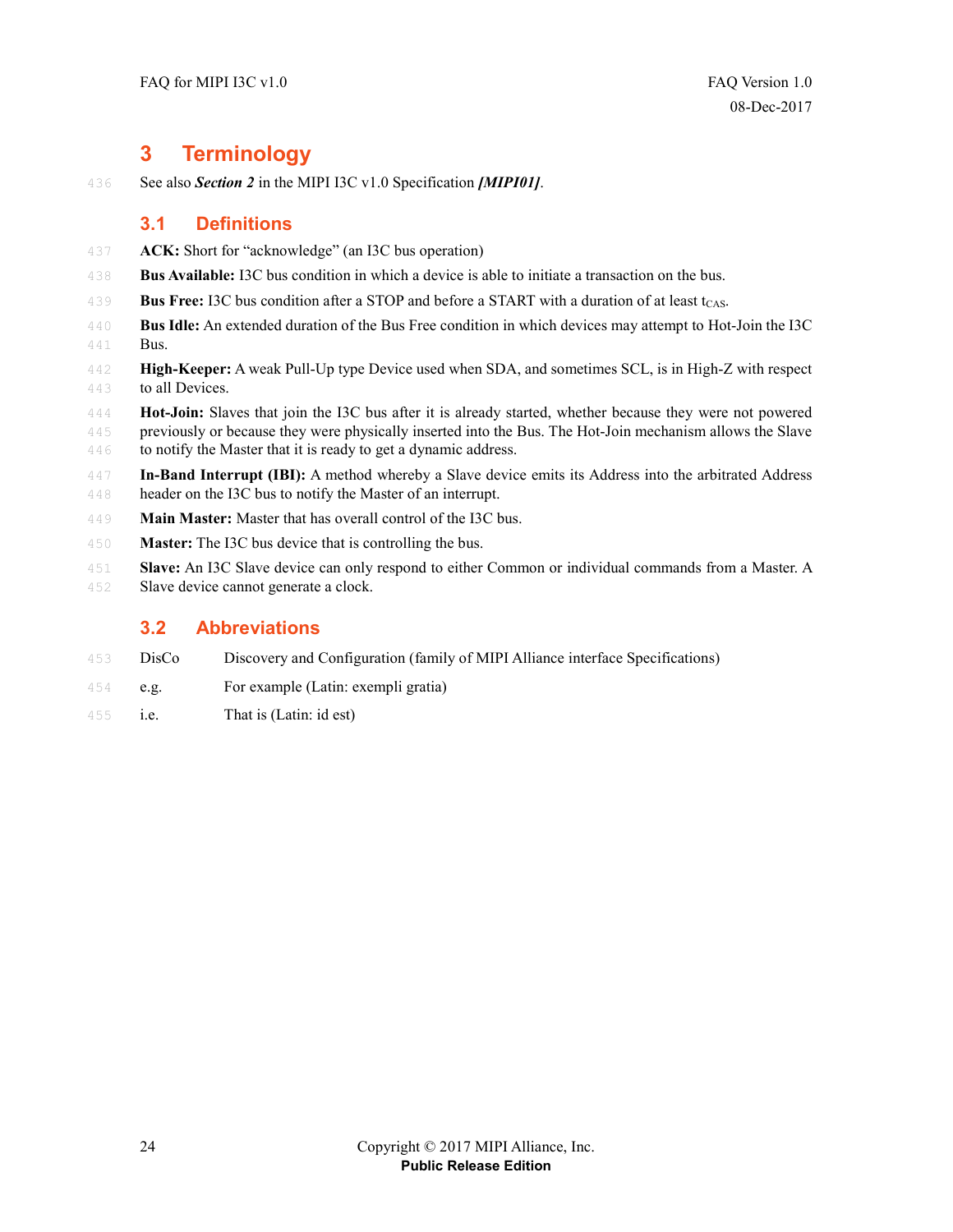# 3 Terminology

See also ***Section 2*** in the MIPI I3C v1.0 Specification ***[MIPI01]***.

## 3.1 Definitions

**ACK:** Short for "acknowledge" (an I3C bus operation)

**Bus Available:** I3C bus condition in which a device is able to initiate a transaction on the bus.

**Bus Free:** I3C bus condition after a STOP and before a START with a duration of at least $t_{CAS}$.

**Bus Idle:** An extended duration of the Bus Free condition in which devices may attempt to Hot-Join the I3C Bus.

**High-Keeper:** A weak Pull-Up type Device used when SDA, and sometimes SCL, is in High-Z with respect to all Devices.

**Hot-Join:** Slaves that join the I3C bus after it is already started, whether because they were not powered previously or because they were physically inserted into the Bus. The Hot-Join mechanism allows the Slave to notify the Master that it is ready to get a dynamic address.

**In-Band Interrupt (IBI):** A method whereby a Slave device emits its Address into the arbitrated Address header on the I3C bus to notify the Master of an interrupt.

**Main Master:** Master that has overall control of the I3C bus.

**Master:** The I3C bus device that is controlling the bus.

**Slave:** An I3C Slave device can only respond to either Common or individual commands from a Master. A Slave device cannot generate a clock.

## 3.2 Abbreviations

| | |
|---|---|
| DisCo | Discovery and Configuration (family of MIPI Alliance interface Specifications) |
| e.g. | For example (Latin: exempli gratia) |
| i.e. | That is (Latin: id est) |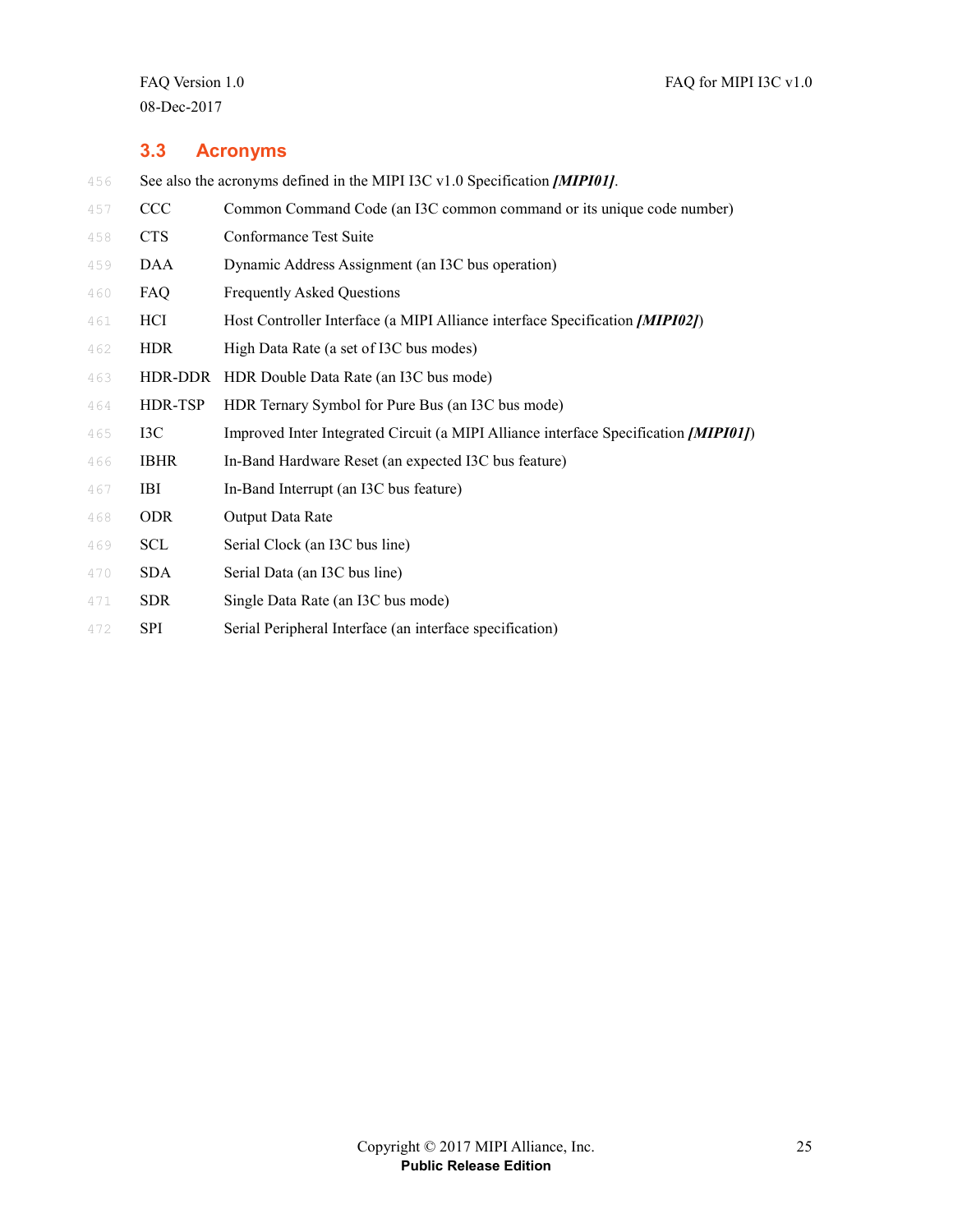## 3.3 Acronyms

See also the acronyms defined in the MIPI I3C v1.0 Specification ***[MIPI01]***.

| | |
|---|---|
| CCC | Common Command Code (an I3C common command or its unique code number) |
| CTS | Conformance Test Suite |
| DAA | Dynamic Address Assignment (an I3C bus operation) |
| FAQ | Frequently Asked Questions |
| HCI | Host Controller Interface (a MIPI Alliance interface Specification ***[MIPI02]***) |
| HDR | High Data Rate (a set of I3C bus modes) |
| HDR-DDR | HDR Double Data Rate (an I3C bus mode) |
| HDR-TSP | HDR Ternary Symbol for Pure Bus (an I3C bus mode) |
| I3C | Improved Inter Integrated Circuit (a MIPI Alliance interface Specification ***[MIPI01]***) |
| IBHR | In-Band Hardware Reset (an expected I3C bus feature) |
| IBI | In-Band Interrupt (an I3C bus feature) |
| ODR | Output Data Rate |
| SCL | Serial Clock (an I3C bus line) |
| SDA | Serial Data (an I3C bus line) |
| SDR | Single Data Rate (an I3C bus mode) |
| SPI | Serial Peripheral Interface (an interface specification) |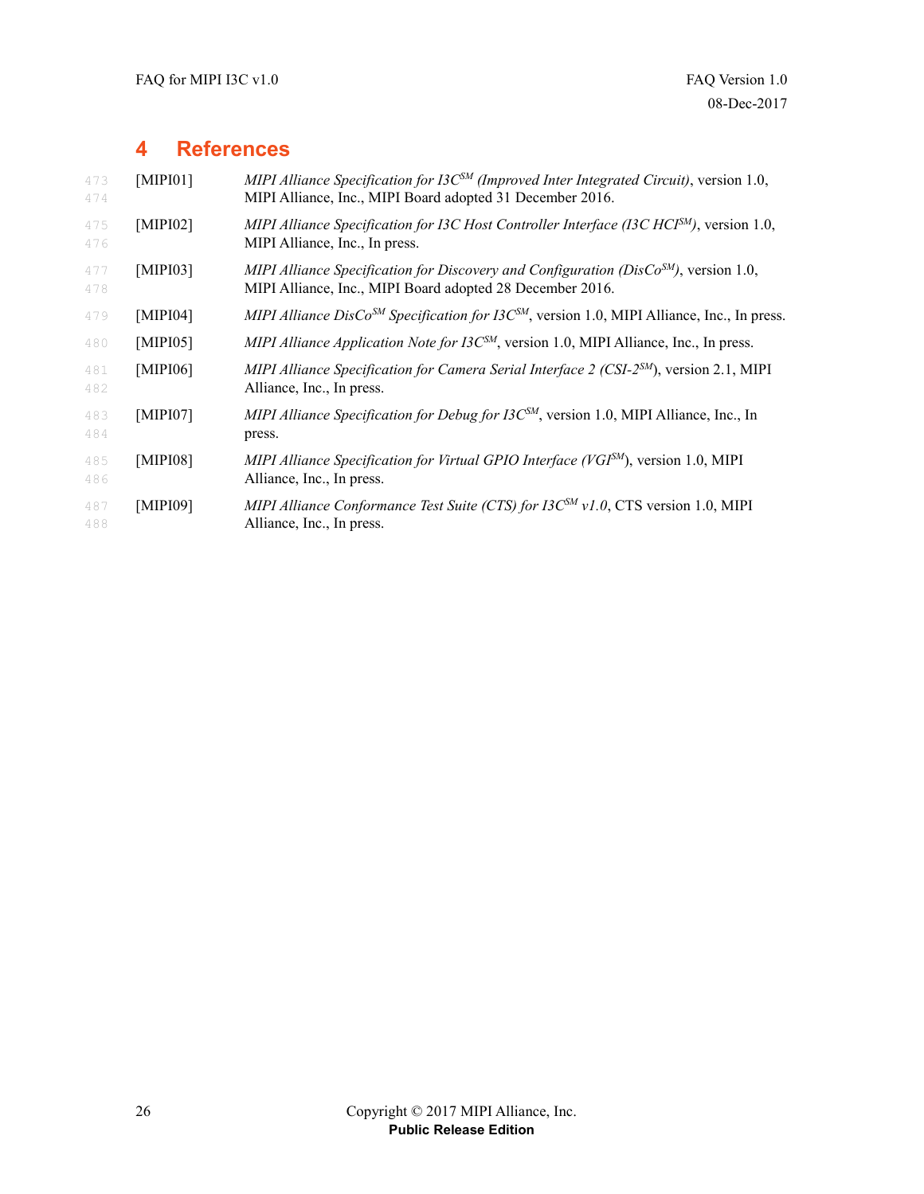# 4 References

[MIPI01] *MIPI Alliance Specification for I3C[SM] (Improved Inter Integrated Circuit)*, version 1.0, MIPI Alliance, Inc., MIPI Board adopted 31 December 2016.

[MIPI02] *MIPI Alliance Specification for I3C Host Controller Interface (I3C HCI[SM])*, version 1.0, MIPI Alliance, Inc., In press.

[MIPI03] *MIPI Alliance Specification for Discovery and Configuration (DisCo[SM])*, version 1.0, MIPI Alliance, Inc., MIPI Board adopted 28 December 2016.

[MIPI04] *MIPI Alliance DisCo[SM] Specification for I3C[SM]*, version 1.0, MIPI Alliance, Inc., In press.

[MIPI05] *MIPI Alliance Application Note for I3C[SM]*, version 1.0, MIPI Alliance, Inc., In press.

[MIPI06] *MIPI Alliance Specification for Camera Serial Interface 2 (CSI-2[SM]*), version 2.1, MIPI Alliance, Inc., In press.

[MIPI07] *MIPI Alliance Specification for Debug for I3C[SM]*, version 1.0, MIPI Alliance, Inc., In press.

[MIPI08] *MIPI Alliance Specification for Virtual GPIO Interface (VGI[SM]*), version 1.0, MIPI Alliance, Inc., In press.

[MIPI09] *MIPI Alliance Conformance Test Suite (CTS) for I3C[SM] v1.0*, CTS version 1.0, MIPI Alliance, Inc., In press.